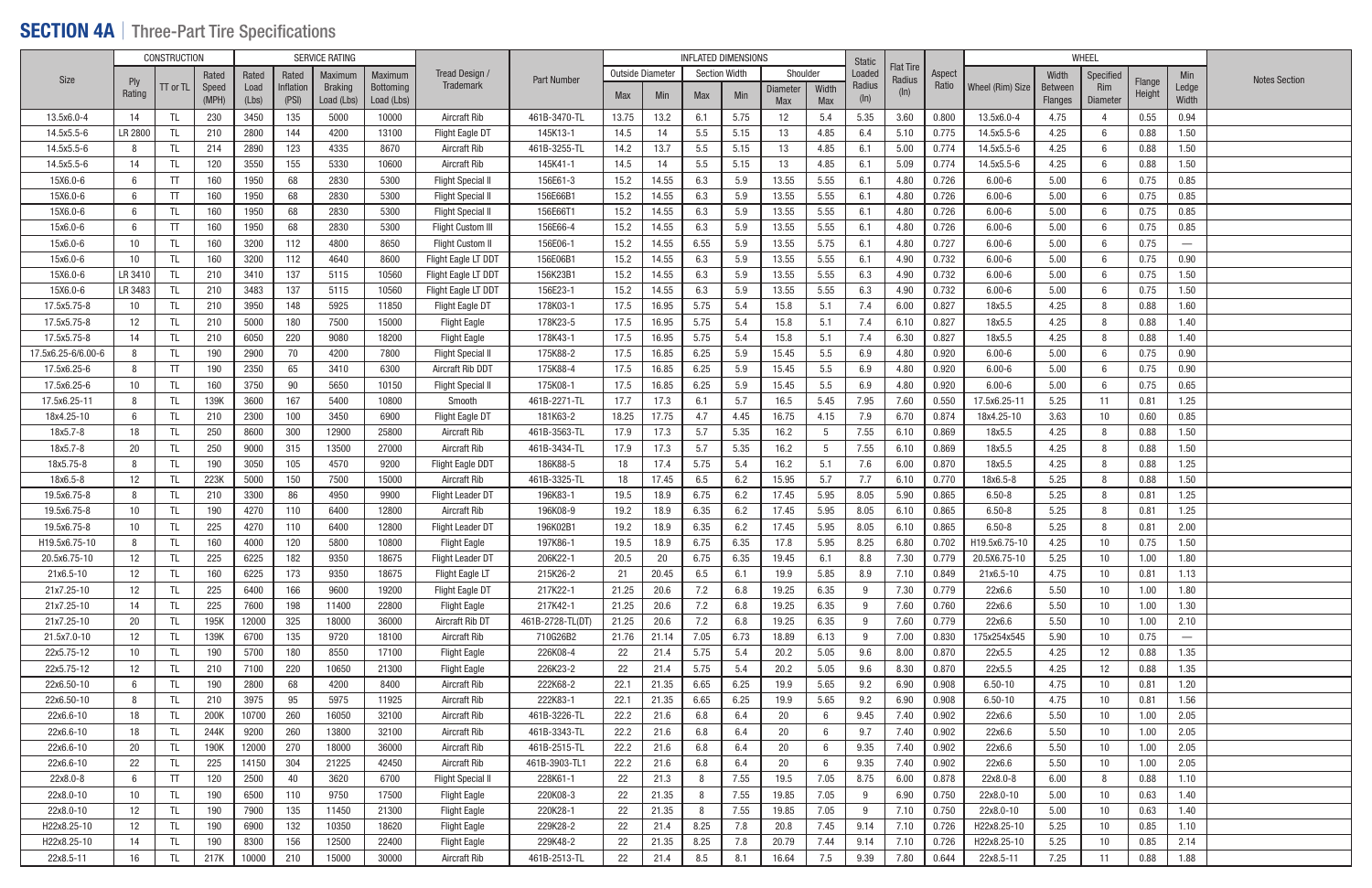## SECTION 4A | Three-Part Tire Specifications

| Size | CONSTRUCTION | | | SERVICE RATING | | | | Tread Design / Trademark | Part Number | INFLATED DIMENSIONS | | | | | | Static Loaded Radius (In) | Flat Tire Radius (In) | Aspect Ratio | WHEEL | | | | | Notes Section |
|---|---|---|---|---|---|---|---|---|---|---|---|---|---|---|---|---|---|---|---|---|---|---|---|---|
| | Ply Rating | TT or TL | Rated Speed (MPH) | Rated Load (Lbs) | Rated Inflation (PSI) | Maximum Braking Load (Lbs) | Maximum Bottoming Load (Lbs) | | | Outside Diameter Max | Outside Diameter Min | Section Width Max | Section Width Min | Shoulder Diameter Max | Shoulder Width Max | | | | Wheel (Rim) Size | Width Between Flanges | Specified Rim Diameter | Flange Height | Min Ledge Width | |
| 13.5x6.0-4 | 14 | TL | 230 | 3450 | 135 | 5000 | 10000 | Aircraft Rib | 461B-3470-TL | 13.75 | 13.2 | 6.1 | 5.75 | 12 | 5.4 | 5.35 | 3.60 | 0.800 | 13.5x6.0-4 | 4.75 | 4 | 0.55 | 0.94 | |
| 14.5x5.5-6 | LR 2800 | TL | 210 | 2800 | 144 | 4200 | 13100 | Flight Eagle DT | 145K13-1 | 14.5 | 14 | 5.5 | 5.15 | 13 | 4.85 | 6.4 | 5.10 | 0.775 | 14.5x5.5-6 | 4.25 | 6 | 0.88 | 1.50 | |
| 14.5x5.5-6 | 8 | TL | 214 | 2890 | 123 | 4335 | 8670 | Aircraft Rib | 461B-3255-TL | 14.2 | 13.7 | 5.5 | 5.15 | 13 | 4.85 | 6.1 | 5.00 | 0.774 | 14.5x5.5-6 | 4.25 | 6 | 0.88 | 1.50 | |
| 14.5x5.5-6 | 14 | TL | 120 | 3550 | 155 | 5330 | 10600 | Aircraft Rib | 145K41-1 | 14.5 | 14 | 5.5 | 5.15 | 13 | 4.85 | 6.1 | 5.09 | 0.774 | 14.5x5.5-6 | 4.25 | 6 | 0.88 | 1.50 | |
| 15X6.0-6 | 6 | TT | 160 | 1950 | 68 | 2830 | 5300 | Flight Special II | 156E61-3 | 15.2 | 14.55 | 6.3 | 5.9 | 13.55 | 5.55 | 6.1 | 4.80 | 0.726 | 6.00-6 | 5.00 | 6 | 0.75 | 0.85 | |
| 15X6.0-6 | 6 | TT | 160 | 1950 | 68 | 2830 | 5300 | Flight Special II | 156E66B1 | 15.2 | 14.55 | 6.3 | 5.9 | 13.55 | 5.55 | 6.1 | 4.80 | 0.726 | 6.00-6 | 5.00 | 6 | 0.75 | 0.85 | |
| 15X6.0-6 | 6 | TL | 160 | 1950 | 68 | 2830 | 5300 | Flight Special II | 156E66T1 | 15.2 | 14.55 | 6.3 | 5.9 | 13.55 | 5.55 | 6.1 | 4.80 | 0.726 | 6.00-6 | 5.00 | 6 | 0.75 | 0.85 | |
| 15x6.0-6 | 6 | TT | 160 | 1950 | 68 | 2830 | 5300 | Flight Custom III | 156E66-4 | 15.2 | 14.55 | 6.3 | 5.9 | 13.55 | 5.55 | 6.1 | 4.80 | 0.726 | 6.00-6 | 5.00 | 6 | 0.75 | 0.85 | |
| 15x6.0-6 | 10 | TL | 160 | 3200 | 112 | 4800 | 8650 | Flight Custom II | 156E06-1 | 15.2 | 14.55 | 6.55 | 5.9 | 13.55 | 5.75 | 6.1 | 4.80 | 0.727 | 6.00-6 | 5.00 | 6 | 0.75 | — | |
| 15x6.0-6 | 10 | TL | 160 | 3200 | 112 | 4640 | 8600 | Flight Leader DDT | 156E06B1 | 15.2 | 14.55 | 6.3 | 5.9 | 13.55 | 5.55 | 6.1 | 4.90 | 0.732 | 6.00-6 | 5.00 | 6 | 0.75 | 0.90 | |
| 15X6.0-6 | LR 3410 | TL | 210 | 3410 | 137 | 5115 | 10560 | Flight Eagle LT DDT | 156K23B1 | 15.2 | 14.55 | 6.3 | 5.9 | 13.55 | 5.55 | 6.3 | 4.90 | 0.732 | 6.00-6 | 5.00 | 6 | 0.75 | 1.50 | |
| 15X6.0-6 | LR 3483 | TL | 210 | 3483 | 137 | 5115 | 10560 | Flight Eagle LT DDT | 156E23-1 | 15.2 | 14.55 | 6.3 | 5.9 | 13.55 | 5.55 | 6.3 | 4.90 | 0.732 | 6.00-6 | 5.00 | 6 | 0.75 | 1.50 | |
| 17.5x5.75-8 | 10 | TL | 210 | 3950 | 148 | 5925 | 11850 | Flight Eagle DT | 178K03-1 | 17.5 | 16.95 | 5.75 | 5.4 | 15.8 | 5.1 | 7.4 | 6.00 | 0.827 | 18x5.5 | 4.25 | 8 | 0.88 | 1.60 | |
| 17.5x5.75-8 | 12 | TL | 210 | 5000 | 180 | 7500 | 15000 | Flight Eagle | 178K23-5 | 17.5 | 16.95 | 5.75 | 5.4 | 15.8 | 5.1 | 7.4 | 6.10 | 0.827 | 18x5.5 | 4.25 | 8 | 0.88 | 1.40 | |
| 17.5x5.75-8 | 14 | TL | 210 | 6050 | 220 | 9080 | 18200 | Flight Eagle | 178K43-1 | 17.5 | 16.95 | 5.75 | 5.4 | 15.8 | 5.1 | 7.4 | 6.30 | 0.827 | 18x5.5 | 4.25 | 8 | 0.88 | 1.40 | |
| 17.5x6.25-6/6.00-6 | 8 | TL | 190 | 2900 | 70 | 4200 | 7800 | Flight Special II | 175K88-2 | 17.5 | 16.85 | 6.25 | 5.9 | 15.45 | 5.5 | 6.9 | 4.80 | 0.920 | 6.00-6 | 5.00 | 6 | 0.75 | 0.90 | |
| 17.5x6.25-6 | 8 | TT | 190 | 2350 | 65 | 3410 | 6300 | Aircraft Rib DDT | 175K88-4 | 17.5 | 16.85 | 6.25 | 5.9 | 15.45 | 5.5 | 6.9 | 4.80 | 0.920 | 6.00-6 | 5.00 | 6 | 0.75 | 0.90 | |
| 17.5x6.25-6 | 10 | TL | 160 | 3750 | 90 | 5650 | 10150 | Flight Special II | 175K08-1 | 17.5 | 16.85 | 6.25 | 5.9 | 15.45 | 5.5 | 6.9 | 4.80 | 0.920 | 6.00-6 | 5.00 | 6 | 0.75 | 0.65 | |
| 17.5x6.25-11 | 8 | TL | 139K | 3600 | 167 | 5400 | 10800 | Smooth | 461B-2271-TL | 17.7 | 17.3 | 6.1 | 5.7 | 16.5 | 5.45 | 7.95 | 7.60 | 0.550 | 17.5x6.25-11 | 5.25 | 11 | 0.81 | 1.25 | |
| 18x4.25-10 | 6 | TL | 210 | 2300 | 100 | 3450 | 6900 | Flight Eagle DT | 181K63-2 | 18.25 | 17.75 | 4.7 | 4.45 | 16.75 | 4.15 | 7.9 | 6.70 | 0.874 | 18x4.25-10 | 3.63 | 10 | 0.60 | 0.85 | |
| 18x5.7-8 | 18 | TL | 250 | 8600 | 300 | 12900 | 25800 | Aircraft Rib | 461B-3563-TL | 17.9 | 17.3 | 5.7 | 5.35 | 16.2 | 5 | 7.55 | 6.10 | 0.869 | 18x5.5 | 4.25 | 8 | 0.88 | 1.50 | |
| 18x5.7-8 | 20 | TL | 250 | 9000 | 315 | 13500 | 27000 | Aircraft Rib | 461B-3434-TL | 17.9 | 17.3 | 5.7 | 5.35 | 16.2 | 5 | 7.55 | 6.10 | 0.869 | 18x5.5 | 4.25 | 8 | 0.88 | 1.50 | |
| 18x5.75-8 | 8 | TL | 190 | 3050 | 105 | 4570 | 9200 | Flight Eagle DDT | 186K88-5 | 18 | 17.4 | 5.75 | 5.4 | 16.2 | 5.1 | 7.6 | 6.00 | 0.870 | 18x5.5 | 4.25 | 8 | 0.88 | 1.25 | |
| 18x6.5-8 | 12 | TL | 223K | 5000 | 150 | 7500 | 15000 | Aircraft Rib | 461B-3325-TL | 18 | 17.45 | 6.5 | 6.2 | 15.95 | 5.7 | 7.7 | 6.10 | 0.770 | 18x6.5-8 | 5.25 | 8 | 0.88 | 1.50 | |
| 19.5x6.75-8 | 8 | TL | 210 | 3300 | 86 | 4950 | 9900 | Flight Leader DT | 196K83-1 | 19.5 | 18.9 | 6.75 | 6.2 | 17.45 | 5.95 | 8.05 | 5.90 | 0.865 | 6.50-8 | 5.25 | 8 | 0.81 | 1.25 | |
| 19.5x6.75-8 | 10 | TL | 190 | 4270 | 110 | 6400 | 12800 | Aircraft Rib | 196K08-9 | 19.2 | 18.9 | 6.35 | 6.2 | 17.45 | 5.95 | 8.05 | 6.10 | 0.865 | 6.50-8 | 5.25 | 8 | 0.81 | 1.25 | |
| 19.5x6.75-8 | 10 | TL | 225 | 4270 | 110 | 6400 | 12800 | Flight Leader DT | 196K02B1 | 19.2 | 18.9 | 6.35 | 6.2 | 17.45 | 5.95 | 8.05 | 6.10 | 0.865 | 6.50-8 | 5.25 | 8 | 0.81 | 2.00 | |
| H19.5x6.75-10 | 8 | TL | 160 | 4000 | 120 | 5800 | 10800 | Flight Eagle | 197K86-1 | 19.5 | 18.9 | 6.75 | 6.35 | 17.8 | 5.95 | 8.25 | 6.80 | 0.702 | H19.5x6.75-10 | 4.25 | 10 | 0.75 | 1.50 | |
| 20.5x6.75-10 | 12 | TL | 225 | 6225 | 182 | 9350 | 18675 | Flight Leader DT | 206K22-1 | 20.5 | 20 | 6.75 | 6.35 | 19.45 | 6.1 | 8.8 | 7.30 | 0.779 | 20.5X6.75-10 | 5.25 | 10 | 1.00 | 1.80 | |
| 21x6.5-10 | 12 | TL | 160 | 6225 | 173 | 9350 | 18675 | Flight Eagle LT | 215K26-2 | 21 | 20.45 | 6.5 | 6.1 | 19.9 | 5.85 | 8.9 | 7.10 | 0.849 | 21x6.5-10 | 4.75 | 10 | 0.81 | 1.13 | |
| 21x7.25-10 | 12 | TL | 225 | 6400 | 166 | 9600 | 19200 | Flight Eagle DT | 217K22-1 | 21.25 | 20.6 | 7.2 | 6.8 | 19.25 | 6.35 | 9 | 7.30 | 0.779 | 22x6.6 | 5.50 | 10 | 1.00 | 1.80 | |
| 21x7.25-10 | 14 | TL | 225 | 7600 | 198 | 11400 | 22800 | Flight Eagle | 217K42-1 | 21.25 | 20.6 | 7.2 | 6.8 | 19.25 | 6.35 | 9 | 7.60 | 0.760 | 22x6.6 | 5.50 | 10 | 1.00 | 1.30 | |
| 21x7.25-10 | 20 | TL | 195K | 12000 | 325 | 18000 | 36000 | Aircraft Rib DT | 461B-2728-TL(DT) | 21.25 | 20.6 | 7.2 | 6.8 | 19.25 | 6.35 | 9 | 7.60 | 0.779 | 22x6.6 | 5.50 | 10 | 1.00 | 2.10 | |
| 21.5x7.0-10 | 12 | TL | 139K | 6700 | 135 | 9720 | 18100 | Aircraft Rib | 710G26B2 | 21.76 | 21.14 | 7.05 | 6.73 | 18.89 | 6.13 | 9 | 7.00 | 0.830 | 175x254x545 | 5.90 | 10 | 0.75 | — | |
| 22x5.75-12 | 10 | TL | 190 | 5700 | 180 | 8550 | 17100 | Flight Eagle | 226K08-4 | 22 | 21.4 | 5.75 | 5.4 | 20.2 | 5.05 | 9.6 | 8.00 | 0.870 | 22x5.5 | 4.25 | 12 | 0.88 | 1.35 | |
| 22x5.75-12 | 12 | TL | 210 | 7100 | 220 | 10650 | 21300 | Flight Eagle | 226K23-2 | 22 | 21.4 | 5.75 | 5.4 | 20.2 | 5.05 | 9.6 | 8.30 | 0.870 | 22x5.5 | 4.25 | 12 | 0.88 | 1.35 | |
| 22x6.50-10 | 6 | TL | 190 | 2800 | 68 | 4200 | 8400 | Aircraft Rib | 222K68-2 | 22.1 | 21.35 | 6.65 | 6.25 | 19.9 | 5.65 | 9.2 | 6.90 | 0.908 | 6.50-10 | 4.75 | 10 | 0.81 | 1.20 | |
| 22x6.50-10 | 8 | TL | 210 | 3975 | 95 | 5975 | 11925 | Aircraft Rib | 222K83-1 | 22.1 | 21.35 | 6.65 | 6.25 | 19.9 | 5.65 | 9.2 | 6.90 | 0.908 | 6.50-10 | 4.75 | 10 | 0.81 | 1.56 | |
| 22x6.6-10 | 18 | TL | 200K | 10700 | 260 | 16050 | 32100 | Aircraft Rib | 461B-3226-TL | 22.2 | 21.6 | 6.8 | 6.4 | 20 | 6 | 9.45 | 7.40 | 0.902 | 22x6.6 | 5.50 | 10 | 1.00 | 2.05 | |
| 22x6.6-10 | 18 | TL | 244K | 9200 | 260 | 13800 | 32100 | Aircraft Rib | 461B-3343-TL | 22.2 | 21.6 | 6.8 | 6.4 | 20 | 6 | 9.7 | 7.40 | 0.902 | 22x6.6 | 5.50 | 10 | 1.00 | 2.05 | |
| 22x6.6-10 | 20 | TL | 190K | 12000 | 270 | 18000 | 36000 | Aircraft Rib | 461B-2515-TL | 22.2 | 21.6 | 6.8 | 6.4 | 20 | 6 | 9.35 | 7.40 | 0.902 | 22x6.6 | 5.50 | 10 | 1.00 | 2.05 | |
| 22x6.6-10 | 22 | TL | 225 | 14150 | 304 | 21225 | 42450 | Aircraft Rib | 461B-3903-TL1 | 22.2 | 21.6 | 6.8 | 6.4 | 20 | 6 | 9.35 | 7.40 | 0.902 | 22x6.6 | 5.50 | 10 | 1.00 | 2.05 | |
| 22x8.0-8 | 6 | TT | 120 | 2500 | 40 | 3620 | 6700 | Flight Special II | 228K61-1 | 22 | 21.3 | 8 | 7.55 | 19.5 | 7.05 | 8.75 | 6.00 | 0.878 | 22x8.0-8 | 6.00 | 8 | 0.88 | 1.10 | |
| 22x8.0-10 | 10 | TL | 190 | 6500 | 110 | 9750 | 17500 | Flight Eagle | 220K08-3 | 22 | 21.35 | 8 | 7.55 | 19.85 | 7.05 | 9 | 6.90 | 0.750 | 22x8.0-10 | 5.00 | 10 | 0.63 | 1.40 | |
| 22x8.0-10 | 12 | TL | 190 | 7900 | 135 | 11450 | 21300 | Flight Eagle | 220K28-1 | 22 | 21.35 | 8 | 7.55 | 19.85 | 7.05 | 9 | 7.10 | 0.750 | 22x8.0-10 | 5.00 | 10 | 0.63 | 1.40 | |
| H22x8.25-10 | 12 | TL | 190 | 6900 | 132 | 10350 | 18620 | Flight Eagle | 229K28-2 | 22 | 21.4 | 8.25 | 7.8 | 20.8 | 7.45 | 9.14 | 7.10 | 0.726 | H22x8.25-10 | 5.25 | 10 | 0.85 | 1.10 | |
| H22x8.25-10 | 14 | TL | 190 | 8300 | 156 | 12500 | 22400 | Flight Eagle | 229K48-2 | 22 | 21.35 | 8.25 | 7.8 | 20.79 | 7.44 | 9.14 | 7.10 | 0.726 | H22x8.25-10 | 5.25 | 10 | 0.85 | 2.14 | |
| 22x8.5-11 | 16 | TL | 217K | 10000 | 210 | 15000 | 30000 | Aircraft Rib | 461B-2513-TL | 22 | 21.4 | 8.5 | 8.1 | 16.64 | 7.5 | 9.39 | 7.80 | 0.644 | 22x8.5-11 | 7.25 | 11 | 0.88 | 1.88 | |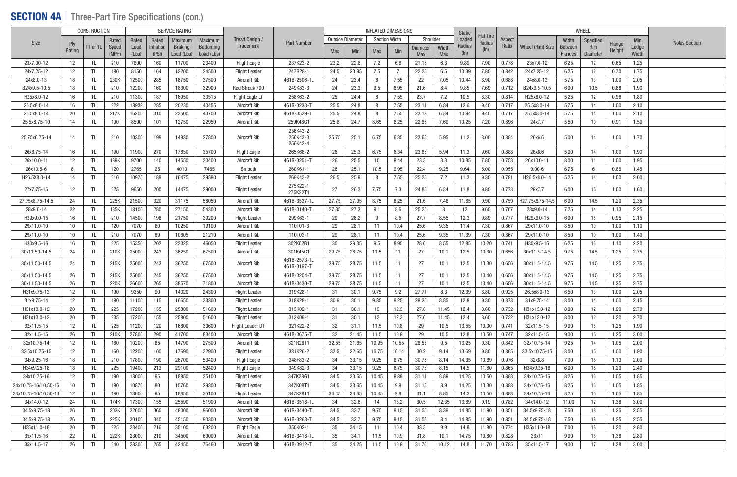# SECTION 4A | Three-Part Tire Specifications (con.)

| Size | CONSTRUCTION | | | SERVICE RATING | | | | Tread Design / Trademark | Part Number | INFLATED DIMENSIONS | | | | | | Static Loaded Radius (In) | Flat Tire Radius (In) | Aspect Ratio | WHEEL | | | | | Notes Section |
|---|---|---|---|---|---|---|---|---|---|---|---|---|---|---|---|---|---|---|---|---|---|---|---|---|
| | Ply Rating | TT or TL | Rated Speed (MPH) | Rated Load (Lbs) | Rated Inflation (PSI) | Maximum Braking Load (Lbs) | Maximum Bottoming Load (Lbs) | | | Outside Diameter | | Section Width | | Shoulder | | | | | Wheel (Rim) Size | Width Between Flanges | Specified Rim Diameter | Flange Height | Min Ledge Width | |
| | | | | | | | | | | Max | Min | Max | Min | Diameter Max | Width Max | | | | | | | | | |
| 23x7.00-12 | 12 | TL | 210 | 7800 | 160 | 11700 | 23400 | Flight Eagle | 237K23-2 | 23.2 | 22.6 | 7.2 | 6.8 | 21.15 | 6.3 | 9.89 | 7.90 | 0.778 | 23x7.0-12 | 6.25 | 12 | 0.65 | 1.25 | |
| 24x7.25-12 | 12 | TL | 190 | 8150 | 164 | 12200 | 24500 | Flight Leader | 247R28-1 | 24.5 | 23.95 | 7.5 | 7 | 22.25 | 6.5 | 10.39 | 7.80 | 0.842 | 24x7.25-12 | 6.25 | 12 | 0.70 | 1.75 | |
| 24x8-13 | 18 | TL | 230K | 12500 | 285 | 18750 | 37500 | Aircraft Rib | 461B-2506-TL | 24 | 23.4 | 8 | 7.55 | 22 | 7.05 | 10.44 | 8.90 | 0.688 | 24x8.0-13 | 5.75 | 13 | 1.00 | 2.05 | |
| B24x9.5-10.5 | 18 | TL | 210 | 12200 | 160 | 18300 | 32900 | Red Streak 700 | 249K83-3 | 24 | 23.3 | 9.5 | 8.95 | 21.6 | 8.4 | 9.85 | 7.69 | 0.712 | B24x9.5-10.5 | 6.00 | 10.5 | 0.88 | 1.90 | |
| H25x8.0-12 | 16 | TL | 210 | 11300 | 187 | 16950 | 30515 | Flight Eagle LT | 258K63-2 | 25 | 24.4 | 8 | 7.55 | 23.7 | 7.2 | 10.5 | 8.30 | 0.814 | H25x8.0-12 | 5.25 | 12 | 0.98 | 1.80 | |
| 25.5x8.0-14 | 16 | TL | 222 | 13939 | 285 | 20230 | 40455 | Aircraft Rib | 461B-3233-TL | 25.5 | 24.8 | 8 | 7.55 | 23.14 | 6.84 | 12.6 | 9.40 | 0.717 | 25.5x8.0-14 | 5.75 | 14 | 1.00 | 2.10 | |
| 25.5x8.0-14 | 20 | TL | 217K | 16200 | 310 | 23500 | 43700 | Aircraft Rib | 461B-3529-TL | 25.5 | 24.8 | 8 | 7.55 | 23.13 | 6.84 | 10.94 | 9.40 | 0.717 | 25.5x8.0-14 | 5.75 | 14 | 1.00 | 2.10 | |
| 25.5x8.75-10 | 14 | TL | 190 | 8500 | 101 | 12750 | 22950 | Aircraft Rib | 259K48G1 | 25.6 | 24.7 | 8.65 | 8.25 | 22.85 | 7.69 | 10.25 | 7.20 | 0.896 | 24x7.7 | 5.50 | 10 | 0.91 | 1.50 | |
| 25.75x6.75-14 | 14 | TL | 210 | 10300 | 199 | 14930 | 27800 | Aircraft Rib | 256K43-2 256K43-3 256K43-4 | 25.75 | 25.1 | 6.75 | 6.35 | 23.65 | 5.95 | 11.2 | 8.00 | 0.884 | 26x6.6 | 5.00 | 14 | 1.00 | 1.70 | |
| 26x6.75-14 | 16 | TL | 190 | 11900 | 270 | 17850 | 35700 | Flight Eagle | 265K68-2 | 26 | 25.3 | 6.75 | 6.34 | 23.85 | 5.94 | 11.3 | 9.60 | 0.888 | 26x6.6 | 5.00 | 14 | 1.00 | 1.90 | |
| 26x10.0-11 | 12 | TL | 139K | 9700 | 140 | 14550 | 30400 | Aircraft Rib | 461B-3251-TL | 26 | 25.5 | 10 | 9.44 | 23.3 | 8.8 | 10.85 | 7.80 | 0.758 | 26x10.0-11 | 8.00 | 11 | 1.00 | 1.95 | |
| 26x10.5-6 | 6 | TL | 120 | 2765 | 25 | 4010 | 7465 | Smooth | 260K61-1 | 26 | 25.1 | 10.5 | 9.95 | 22.4 | 9.25 | 9.64 | 5.00 | 0.955 | 9.00-6 | 6.75 | 6 | 0.88 | 1.45 | |
| H26.5X8.0-14 | 14 | TL | 210 | 10975 | 189 | 16475 | 29590 | Flight Leader | 269K43-2 | 26.5 | 25.9 | 8 | 7.55 | 25.25 | 7.2 | 11.3 | 9.30 | 0.781 | H26.5x8.0-14 | 5.25 | 14 | 1.00 | 2.00 | |
| 27x7.75-15 | 12 | TL | 225 | 9650 | 200 | 14475 | 29000 | Flight Leader | 275K22-1 275K22T1 | 27 | 26.3 | 7.75 | 7.3 | 24.85 | 6.84 | 11.8 | 9.80 | 0.773 | 29x7.7 | 6.00 | 15 | 1.00 | 1.60 | |
| 27.75x8.75-14.5 | 24 | TL | 225K | 21500 | 320 | 31175 | 58050 | Aircraft Rib | 461B-3537-TL | 27.75 | 27.05 | 8.75 | 8.25 | 21.6 | 7.48 | 11.85 | 9.90 | 0.759 | H27.75x8.75-14.5 | 6.00 | 14.5 | 1.20 | 2.35 | |
| 28x9.0-14 | 22 | TL | 185K | 18100 | 280 | 27150 | 54300 | Aircraft Rib | 461B-3140-TL | 27.85 | 27.3 | 9.1 | 8.6 | 25.25 | 8 | 12 | 9.60 | 0.767 | 28x9.0-14 | 7.25 | 14 | 1.13 | 2.25 | |
| H29x9.0-15 | 16 | TL | 210 | 14500 | 196 | 21750 | 39200 | Flight Leader | 299K63-1 | 29 | 28.2 | 9 | 8.5 | 27.7 | 8.55 | 12.3 | 9.89 | 0.777 | H29x9.0-15 | 6.00 | 15 | 0.95 | 2.15 | |
| 29x11.0-10 | 10 | TL | 120 | 7070 | 60 | 10250 | 19100 | Aircraft Rib | 110T01-3 | 29 | 28.1 | 11 | 10.4 | 25.6 | 9.35 | 11.4 | 7.30 | 0.867 | 29x11.0-10 | 8.50 | 10 | 1.00 | 1.10 | |
| 29x11.0-10 | 10 | TL | 210 | 7070 | 69 | 10605 | 21210 | Aircraft Rib | 110T03-1 | 29 | 28.1 | 11 | 10.4 | 25.6 | 9.35 | 11.39 | 7.30 | 0.867 | 29x11.0-10 | 8.50 | 10 | 1.00 | 1.40 | |
| H30x9.5-16 | 16 | TL | 225 | 15350 | 202 | 23025 | 46050 | Flight Leader | 302K62B1 | 30 | 29.35 | 9.5 | 8.95 | 28.6 | 8.55 | 12.85 | 10.20 | 0.741 | H30x9.5-16 | 6.25 | 16 | 1.10 | 2.20 | |
| 30x11.50-14.5 | 24 | TL | 210K | 25000 | 243 | 36250 | 67500 | Aircraft Rib | 301K45G1 | 29.75 | 28.75 | 11.5 | 11 | 27 | 10.1 | 12.5 | 10.30 | 0.656 | 30x11.5-14.5 | 9.75 | 14.5 | 1.25 | 2.75 | |
| 30x11.50-14.5 | 24 | TL | 215K | 25000 | 243 | 36250 | 67500 | Aircraft Rib | 461B-2573-TL 461B-3197-TL | 29.75 | 28.75 | 11.5 | 11 | 27 | 10.1 | 12.5 | 10.30 | 0.656 | 30x11.5-14.5 | 9.75 | 14.5 | 1.25 | 2.75 | |
| 30x11.50-14.5 | 26 | TL | 215K | 25000 | 245 | 36250 | 67500 | Aircraft Rib | 461B-3204-TL | 29.75 | 28.75 | 11.5 | 11 | 27 | 10.1 | 12.5 | 10.40 | 0.656 | 30x11.5-14.5 | 9.75 | 14.5 | 1.25 | 2.75 | |
| 30x11.50-14.5 | 26 | TL | 220K | 26600 | 265 | 38570 | 71800 | Aircraft Rib | 461B-3430-TL | 29.75 | 28.75 | 11.5 | 11 | 27 | 10.1 | 12.5 | 10.40 | 0.656 | 30x11.5-14.5 | 9.75 | 14.5 | 1.25 | 2.75 | |
| H31x9.75-13 | 12 | TL | 190 | 9350 | 90 | 14020 | 24300 | Flight Leader | 319K28-1 | 31 | 30.1 | 9.75 | 9.2 | 27.71 | 8.3 | 12.39 | 8.80 | 0.925 | 26.5x8.0-13 | 6.50 | 13 | 1.00 | 2.05 | |
| 31x9.75-14 | 12 | TL | 190 | 11100 | 115 | 16650 | 33300 | Flight Leader | 318K28-1 | 30.9 | 30.1 | 9.85 | 9.25 | 29.35 | 8.85 | 12.8 | 9.30 | 0.873 | 31x9.75-14 | 8.00 | 14 | 1.00 | 2.15 | |
| H31x13.0-12 | 20 | TL | 225 | 17200 | 155 | 25800 | 51600 | Flight Leader | 313K02-1 | 31 | 30.1 | 13 | 12.3 | 27.6 | 11.45 | 12.4 | 8.60 | 0.732 | H31x13.0-12 | 8.00 | 12 | 1.20 | 2.70 | |
| H31x13.0-12 | 20 | TL | 235 | 17200 | 155 | 25800 | 51600 | Flight Leader | 313K09-1 | 31 | 30.1 | 13 | 12.3 | 27.6 | 11.45 | 12.4 | 8.60 | 0.732 | H31x13.0-12 | 8.00 | 12 | 1.20 | 2.70 | |
| 32x11.5-15 | 12 | TL | 225 | 11200 | 120 | 16800 | 33600 | Flight Leader DT | 321K22-2 | 32 | 31.1 | 11.5 | 10.8 | 29 | 10.5 | 13.55 | 10.00 | 0.741 | 32x11.5-15 | 9.00 | 15 | 1.25 | 1.90 | |
| 32x11.5-15 | 26 | TL | 210K | 27800 | 290 | 41700 | 83400 | Aircraft Rib | 461B-3675-TL | 32 | 31.45 | 11.5 | 10.9 | 29 | 10.5 | 12.8 | 10.50 | 0.747 | 32x11.5-15 | 9.00 | 15 | 1.25 | 3.00 | |
| 32x10.75-14 | 12 | TL | 160 | 10200 | 85 | 14790 | 27500 | Aircraft Rib | 321R26T1 | 32.55 | 31.65 | 10.95 | 10.55 | 28.55 | 9.5 | 13.25 | 9.30 | 0.842 | 32x10.75-14 | 9.25 | 14 | 1.05 | 2.00 | |
| 33.5x10.75-15 | 12 | TL | 160 | 12200 | 100 | 17690 | 32900 | Flight Leader | 331K26-2 | 33.5 | 32.65 | 10.75 | 10.14 | 30.2 | 9.14 | 13.69 | 9.80 | 0.865 | 33.5x10.75-15 | 8.00 | 15 | 1.00 | 1.90 | |
| 34x9.25-16 | 18 | TL | 210 | 17800 | 190 | 26700 | 53400 | Flight Eagle | 348F83-2 | 34 | 33.15 | 9.25 | 8.75 | 30.75 | 8.14 | 14.35 | 10.69 | 0.976 | 32x8.8 | 7.00 | 16 | 1.13 | 2.00 | |
| H34x9.25-18 | 18 | TL | 225 | 19400 | 213 | 29100 | 52400 | Flight Eagle | 349K82-3 | 34 | 33.15 | 9.25 | 8.75 | 30.75 | 8.15 | 14.5 | 11.60 | 0.865 | H34x9.25-18 | 6.00 | 18 | 1.20 | 2.40 | |
| 34x10.75-16 | 12 | TL | 190 | 13000 | 95 | 18850 | 35100 | Flight Leader | 347K28G1 | 34.5 | 33.65 | 10.45 | 9.89 | 31.14 | 8.89 | 14.25 | 10.50 | 0.888 | 34x10.75-16 | 8.25 | 16 | 1.05 | 1.85 | |
| 34x10.75-16/10.50-16 | 10 | TL | 190 | 10870 | 80 | 15760 | 29300 | Flight Leader | 347K08T1 | 34.5 | 33.65 | 10.45 | 9.9 | 31.15 | 8.9 | 14.25 | 10.30 | 0.888 | 34x10.75-16 | 8.25 | 16 | 1.05 | 1.85 | |
| 34x10.75-16/10.50-16 | 12 | TL | 190 | 13000 | 95 | 18850 | 35100 | Flight Leader | 347K28T1 | 34.45 | 33.65 | 10.45 | 9.8 | 31.1 | 8.85 | 14.3 | 10.50 | 0.888 | 34x10.75-16 | 8.25 | 16 | 1.05 | 1.85 | |
| 34x14.0-12 | 24 | TL | 174K | 17300 | 155 | 25590 | 51900 | Aircraft Rib | 461B-3518-TL | 34 | 32.6 | 14 | 13.2 | 30.5 | 12.35 | 13.69 | 9.19 | 0.782 | 34x14.0-12 | 11.00 | 12 | 1.38 | 3.00 | |
| 34.5x9.75-18 | 26 | TL | 203K | 32000 | 360 | 48000 | 96000 | Aircraft Rib | 461B-3440-TL | 34.5 | 33.7 | 9.75 | 9.15 | 31.55 | 8.39 | 14.85 | 11.90 | 0.851 | 34.5x9.75-18 | 7.50 | 18 | 1.25 | 2.55 | |
| 34.5x9.75-18 | 26 | TL | 225K | 30100 | 340 | 45150 | 90300 | Aircraft Rib | 461B-3268-TL | 34.5 | 33.7 | 9.75 | 9.15 | 31.55 | 8.4 | 14.85 | 11.90 | 0.851 | 34.5x9.75-18 | 7.50 | 18 | 1.25 | 2.55 | |
| H35x11.0-18 | 20 | TL | 225 | 23400 | 216 | 35100 | 63200 | Flight Eagle | 350K02-1 | 35 | 34.15 | 11 | 10.4 | 33.3 | 9.9 | 14.8 | 11.80 | 0.774 | H35x11.0-18 | 7.00 | 18 | 1.20 | 2.80 | |
| 35x11.5-16 | 22 | TL | 222K | 23000 | 210 | 34500 | 69000 | Aircraft Rib | 461B-3418-TL | 35 | 34.1 | 11.5 | 10.9 | 31.8 | 10.1 | 14.75 | 10.80 | 0.828 | 36x11 | 9.00 | 16 | 1.38 | 2.80 | |
| 35x11.5-17 | 26 | TL | 240 | 28300 | 255 | 42450 | 76460 | Aircraft Rib | 461B-3912-TL | 35 | 34.25 | 11.5 | 10.9 | 31.76 | 10.12 | 14.8 | 11.70 | 0.785 | 35x11.5-17 | 9.00 | 17 | 1.38 | 3.00 | |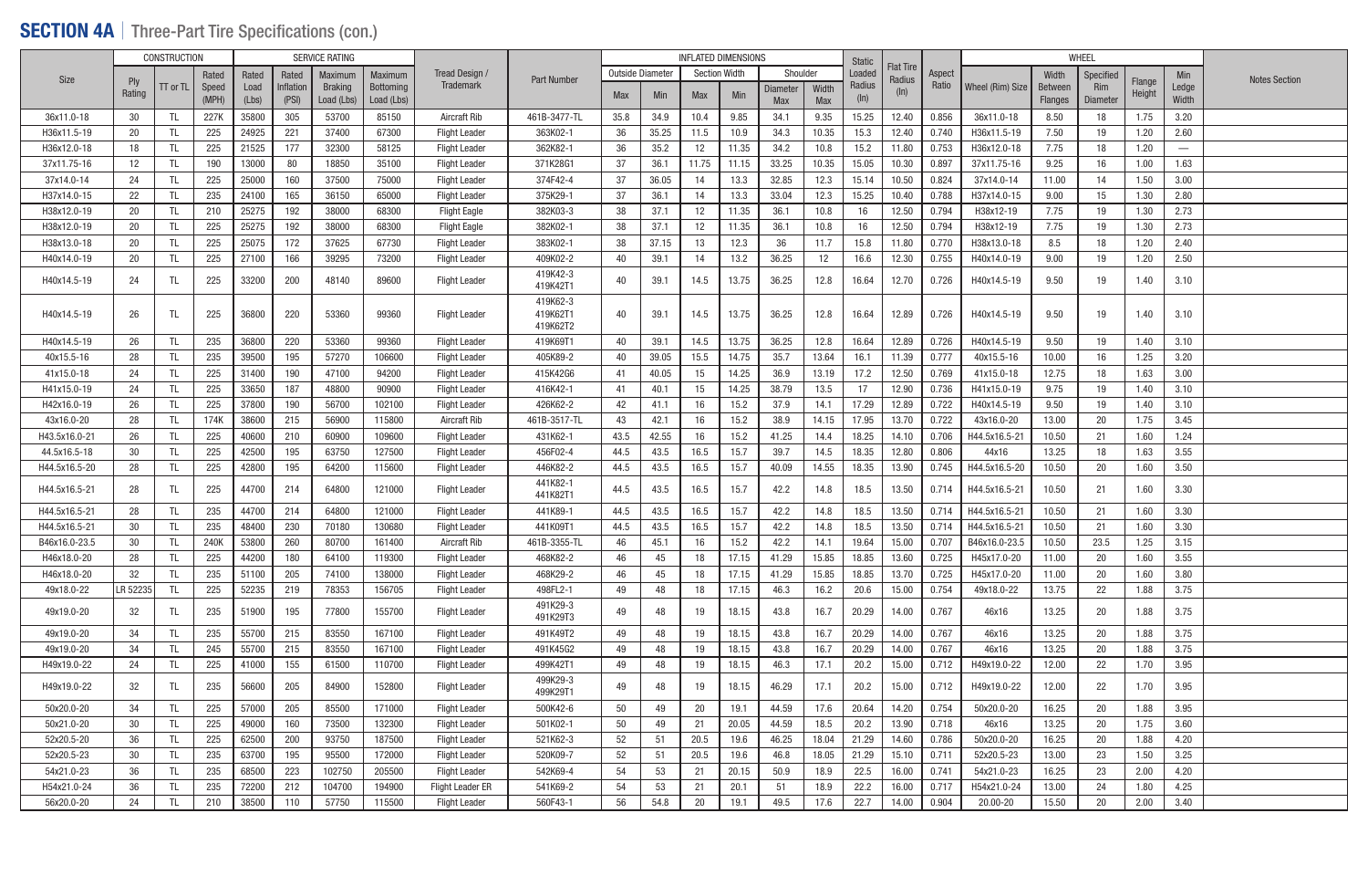## SECTION 4A | Three-Part Tire Specifications (con.)

| Size | CONSTRUCTION | | | SERVICE RATING | | | | Tread Design / Trademark | Part Number | INFLATED DIMENSIONS | | | | | | Static Loaded Radius (In) | Flat Tire Radius (In) | Aspect Ratio | WHEEL | | | | | Notes Section |
|---|---|---|---|---|---|---|---|---|---|---|---|---|---|---|---|---|---|---|---|---|---|---|---|---|
| | Ply Rating | TT or TL | Rated Speed (MPH) | Rated Load (Lbs) | Rated Inflation (PSI) | Maximum Braking Load (Lbs) | Maximum Bottoming Load (Lbs) | | | Outside Diameter Max | Outside Diameter Min | Section Width Max | Section Width Min | Shoulder Diameter Max | Shoulder Width Max | | | | Wheel (Rim) Size | Width Between Flanges | Specified Rim Diameter | Flange Height | Min Ledge Width | |
| 36x11.0-18 | 30 | TL | 227K | 35800 | 305 | 53700 | 85150 | Aircraft Rib | 461B-3477-TL | 35.8 | 34.9 | 10.4 | 9.85 | 34.1 | 9.35 | 15.25 | 12.40 | 0.856 | 36x11.0-18 | 8.50 | 18 | 1.75 | 3.20 | |
| H36x11.5-19 | 20 | TL | 225 | 24925 | 221 | 37400 | 67300 | Flight Leader | 363K02-1 | 36 | 35.25 | 11.5 | 10.9 | 34.3 | 10.35 | 15.3 | 12.40 | 0.740 | H36x11.5-19 | 7.50 | 19 | 1.20 | 2.60 | |
| H36x12.0-18 | 18 | TL | 225 | 21525 | 177 | 32300 | 58125 | Flight Leader | 362K82-1 | 36 | 35.2 | 12 | 11.35 | 34.2 | 10.8 | 15.2 | 11.80 | 0.753 | H36x12.0-18 | 7.75 | 18 | 1.20 | — | |
| 37x11.75-16 | 12 | TL | 190 | 13000 | 80 | 18850 | 35100 | Flight Leader | 371K28G1 | 37 | 36.1 | 11.75 | 11.15 | 33.25 | 10.35 | 15.05 | 10.30 | 0.897 | 37x11.75-16 | 9.25 | 16 | 1.00 | 1.63 | |
| 37x14.0-14 | 24 | TL | 225 | 25000 | 160 | 37500 | 75000 | Flight Leader | 374F42-4 | 37 | 36.05 | 14 | 13.3 | 32.85 | 12.3 | 15.14 | 10.50 | 0.824 | 37x14.0-14 | 11.00 | 14 | 1.50 | 3.00 | |
| H37x14.0-15 | 22 | TL | 235 | 24100 | 165 | 36150 | 65000 | Flight Leader | 375K29-1 | 37 | 36.1 | 14 | 13.3 | 33.04 | 12.3 | 15.25 | 10.40 | 0.788 | H37x14.0-15 | 9.00 | 15 | 1.30 | 2.80 | |
| H38x12.0-19 | 20 | TL | 210 | 25275 | 192 | 38000 | 68300 | Flight Eagle | 382K03-3 | 38 | 37.1 | 12 | 11.35 | 36.1 | 10.8 | 16 | 12.50 | 0.794 | H38x12-19 | 7.75 | 19 | 1.30 | 2.73 | |
| H38x12.0-19 | 20 | TL | 225 | 25275 | 192 | 38000 | 68300 | Flight Eagle | 382K02-1 | 38 | 37.1 | 12 | 11.35 | 36.1 | 10.8 | 16 | 12.50 | 0.794 | H38x12-19 | 7.75 | 19 | 1.30 | 2.73 | |
| H38x13.0-18 | 20 | TL | 225 | 25075 | 172 | 37625 | 67730 | Flight Leader | 383K02-1 | 38 | 37.15 | 13 | 12.3 | 36 | 11.7 | 15.8 | 11.80 | 0.770 | H38x13.0-18 | 8.5 | 18 | 1.20 | 2.40 | |
| H40x14.0-19 | 20 | TL | 225 | 27100 | 166 | 39295 | 73200 | Flight Leader | 409K02-2 | 40 | 39.1 | 14 | 13.2 | 36.25 | 12 | 16.6 | 12.30 | 0.755 | H40x14.0-19 | 9.00 | 19 | 1.20 | 2.50 | |
| H40x14.5-19 | 24 | TL | 225 | 33200 | 200 | 48140 | 89600 | Flight Leader | 419K42-3<br>419K42T1 | 40 | 39.1 | 14.5 | 13.75 | 36.25 | 12.8 | 16.64 | 12.70 | 0.726 | H40x14.5-19 | 9.50 | 19 | 1.40 | 3.10 | |
| H40x14.5-19 | 26 | TL | 225 | 36800 | 220 | 53360 | 99360 | Flight Leader | 419K62-3<br>419K62T1<br>419K62T2 | 40 | 39.1 | 14.5 | 13.75 | 36.25 | 12.8 | 16.64 | 12.89 | 0.726 | H40x14.5-19 | 9.50 | 19 | 1.40 | 3.10 | |
| H40x14.5-19 | 26 | TL | 235 | 36800 | 220 | 53360 | 99360 | Flight Leader | 419K69T1 | 40 | 39.1 | 14.5 | 13.75 | 36.25 | 12.8 | 16.64 | 12.89 | 0.726 | H40x14.5-19 | 9.50 | 19 | 1.40 | 3.10 | |
| 40x15.5-16 | 28 | TL | 235 | 39500 | 195 | 57270 | 106600 | Flight Leader | 405K89-2 | 40 | 39.05 | 15.5 | 14.75 | 35.7 | 13.64 | 16.1 | 11.39 | 0.777 | 40x15.5-16 | 10.00 | 16 | 1.25 | 3.20 | |
| 41x15.0-18 | 24 | TL | 225 | 31400 | 190 | 47100 | 94200 | Flight Leader | 415K42G6 | 41 | 40.05 | 15 | 14.25 | 36.9 | 13.19 | 17.2 | 12.50 | 0.769 | 41x15.0-18 | 12.75 | 18 | 1.63 | 3.00 | |
| H41x15.0-19 | 24 | TL | 225 | 33650 | 187 | 48800 | 90900 | Flight Leader | 416K42-1 | 41 | 40.1 | 15 | 14.25 | 38.79 | 13.5 | 17 | 12.90 | 0.736 | H41x15.0-19 | 9.75 | 19 | 1.40 | 3.10 | |
| H42x16.0-19 | 26 | TL | 225 | 37800 | 190 | 56700 | 102100 | Flight Leader | 426K62-2 | 42 | 41.1 | 16 | 15.2 | 37.9 | 14.1 | 17.29 | 12.89 | 0.722 | H40x14.5-19 | 9.50 | 19 | 1.40 | 3.10 | |
| 43x16.0-20 | 28 | TL | 174K | 38600 | 215 | 56900 | 115800 | Aircraft Rib | 461B-3517-TL | 43 | 42.1 | 16 | 15.2 | 38.9 | 14.15 | 17.95 | 13.70 | 0.722 | 43x16.0-20 | 13.00 | 20 | 1.75 | 3.45 | |
| H43.5x16.0-21 | 26 | TL | 225 | 40600 | 210 | 60900 | 109600 | Flight Leader | 431K62-1 | 43.5 | 42.55 | 16 | 15.2 | 41.25 | 14.4 | 18.25 | 14.10 | 0.706 | H44.5x16.5-21 | 10.50 | 21 | 1.60 | 1.24 | |
| 44.5x16.5-18 | 30 | TL | 225 | 42500 | 195 | 63750 | 127500 | Flight Leader | 456F02-4 | 44.5 | 43.5 | 16.5 | 15.7 | 39.7 | 14.5 | 18.35 | 12.80 | 0.806 | 44x16 | 13.25 | 18 | 1.63 | 3.55 | |
| H44.5x16.5-20 | 28 | TL | 225 | 42800 | 195 | 64200 | 115600 | Flight Leader | 446K82-2 | 44.5 | 43.5 | 16.5 | 15.7 | 40.09 | 14.55 | 18.35 | 13.90 | 0.745 | H44.5x16.5-20 | 10.50 | 20 | 1.60 | 3.50 | |
| H44.5x16.5-21 | 28 | TL | 225 | 44700 | 214 | 64800 | 121000 | Flight Leader | 441K82-1<br>441K82T1 | 44.5 | 43.5 | 16.5 | 15.7 | 42.2 | 14.8 | 18.5 | 13.50 | 0.714 | H44.5x16.5-21 | 10.50 | 21 | 1.60 | 3.30 | |
| H44.5x16.5-21 | 28 | TL | 235 | 44700 | 214 | 64800 | 121000 | Flight Leader | 441K89-1 | 44.5 | 43.5 | 16.5 | 15.7 | 42.2 | 14.8 | 18.5 | 13.50 | 0.714 | H44.5x16.5-21 | 10.50 | 21 | 1.60 | 3.30 | |
| H44.5x16.5-21 | 30 | TL | 235 | 48400 | 230 | 70180 | 130680 | Flight Leader | 441K09T1 | 44.5 | 43.5 | 16.5 | 15.7 | 42.2 | 14.8 | 18.5 | 13.50 | 0.714 | H44.5x16.5-21 | 10.50 | 21 | 1.60 | 3.30 | |
| B46x16.0-23.5 | 30 | TL | 240K | 53800 | 260 | 80700 | 161400 | Aircraft Rib | 461B-3355-TL | 46 | 45.1 | 16 | 15.2 | 42.2 | 14.1 | 19.64 | 15.00 | 0.707 | B46x16.0-23.5 | 10.50 | 23.5 | 1.25 | 3.15 | |
| H46x18.0-20 | 28 | TL | 225 | 44200 | 180 | 64100 | 119300 | Flight Leader | 468K82-2 | 46 | 45 | 18 | 17.15 | 41.29 | 15.85 | 18.85 | 13.60 | 0.725 | H45x17.0-20 | 11.00 | 20 | 1.60 | 3.55 | |
| H46x18.0-20 | 32 | TL | 235 | 51100 | 205 | 74100 | 138000 | Flight Leader | 468K29-2 | 46 | 45 | 18 | 17.15 | 41.29 | 15.85 | 18.85 | 13.70 | 0.725 | H45x17.0-20 | 11.00 | 20 | 1.60 | 3.80 | |
| 49x18.0-22 | LR 52235 | TL | 225 | 52235 | 219 | 78353 | 156705 | Flight Leader | 498FL2-1 | 49 | 48 | 18 | 17.15 | 46.3 | 16.2 | 20.6 | 15.00 | 0.754 | 49x18.0-22 | 13.75 | 22 | 1.88 | 3.75 | |
| 49x19.0-20 | 32 | TL | 235 | 51900 | 195 | 77800 | 155700 | Flight Leader | 491K29-3<br>491K29T3 | 49 | 48 | 19 | 18.15 | 43.8 | 16.7 | 20.29 | 14.00 | 0.767 | 46x16 | 13.25 | 20 | 1.88 | 3.75 | |
| 49x19.0-20 | 34 | TL | 235 | 55700 | 215 | 83550 | 167100 | Flight Leader | 491K49T2 | 49 | 48 | 19 | 18.15 | 43.8 | 16.7 | 20.29 | 14.00 | 0.767 | 46x16 | 13.25 | 20 | 1.88 | 3.75 | |
| 49x19.0-20 | 34 | TL | 245 | 55700 | 215 | 83550 | 167100 | Flight Leader | 491K45G2 | 49 | 48 | 19 | 18.15 | 43.8 | 16.7 | 20.29 | 14.00 | 0.767 | 46x16 | 13.25 | 20 | 1.88 | 3.75 | |
| H49x19.0-22 | 24 | TL | 225 | 41000 | 155 | 61500 | 110700 | Flight Leader | 499K42T1 | 49 | 48 | 19 | 18.15 | 46.3 | 17.1 | 20.2 | 15.00 | 0.712 | H49x19.0-22 | 12.00 | 22 | 1.70 | 3.95 | |
| H49x19.0-22 | 32 | TL | 235 | 56600 | 205 | 84900 | 152800 | Flight Leader | 499K29-3<br>499K29T1 | 49 | 48 | 19 | 18.15 | 46.29 | 17.1 | 20.2 | 15.00 | 0.712 | H49x19.0-22 | 12.00 | 22 | 1.70 | 3.95 | |
| 50x20.0-20 | 34 | TL | 225 | 57000 | 205 | 85500 | 171000 | Flight Leader | 500K42-6 | 50 | 49 | 20 | 19.1 | 44.59 | 17.6 | 20.64 | 14.20 | 0.754 | 50x20.0-20 | 16.25 | 20 | 1.88 | 3.95 | |
| 50x21.0-20 | 30 | TL | 225 | 49000 | 160 | 73500 | 132300 | Flight Leader | 501K02-1 | 50 | 49 | 21 | 20.05 | 44.59 | 18.5 | 20.2 | 13.90 | 0.718 | 46x16 | 13.25 | 20 | 1.75 | 3.60 | |
| 52x20.5-20 | 36 | TL | 225 | 62500 | 200 | 93750 | 187500 | Flight Leader | 521K62-3 | 52 | 51 | 20.5 | 19.6 | 46.25 | 18.04 | 21.29 | 14.60 | 0.786 | 50x20.0-20 | 16.25 | 20 | 1.88 | 4.20 | |
| 52x20.5-23 | 30 | TL | 235 | 63700 | 195 | 95500 | 172000 | Flight Leader | 520K09-7 | 52 | 51 | 20.5 | 19.6 | 46.8 | 18.05 | 21.29 | 15.10 | 0.711 | 52x20.5-23 | 13.00 | 23 | 1.50 | 3.25 | |
| 54x21.0-23 | 36 | TL | 235 | 68500 | 223 | 102750 | 205500 | Flight Leader | 542K69-4 | 54 | 53 | 21 | 20.15 | 50.9 | 18.9 | 22.5 | 16.00 | 0.741 | 54x21.0-23 | 16.25 | 23 | 2.00 | 4.20 | |
| H54x21.0-24 | 36 | TL | 235 | 72200 | 212 | 104700 | 194900 | Flight Leader ER | 541K69-2 | 54 | 53 | 21 | 20.1 | 51 | 18.9 | 22.2 | 16.00 | 0.717 | H54x21.0-24 | 13.00 | 24 | 1.80 | 4.25 | |
| 56x20.0-20 | 24 | TL | 210 | 38500 | 110 | 57750 | 115500 | Flight Leader | 560F43-1 | 56 | 54.8 | 20 | 19.1 | 49.5 | 17.6 | 22.7 | 14.00 | 0.904 | 20.00-20 | 15.50 | 20 | 2.00 | 3.40 | |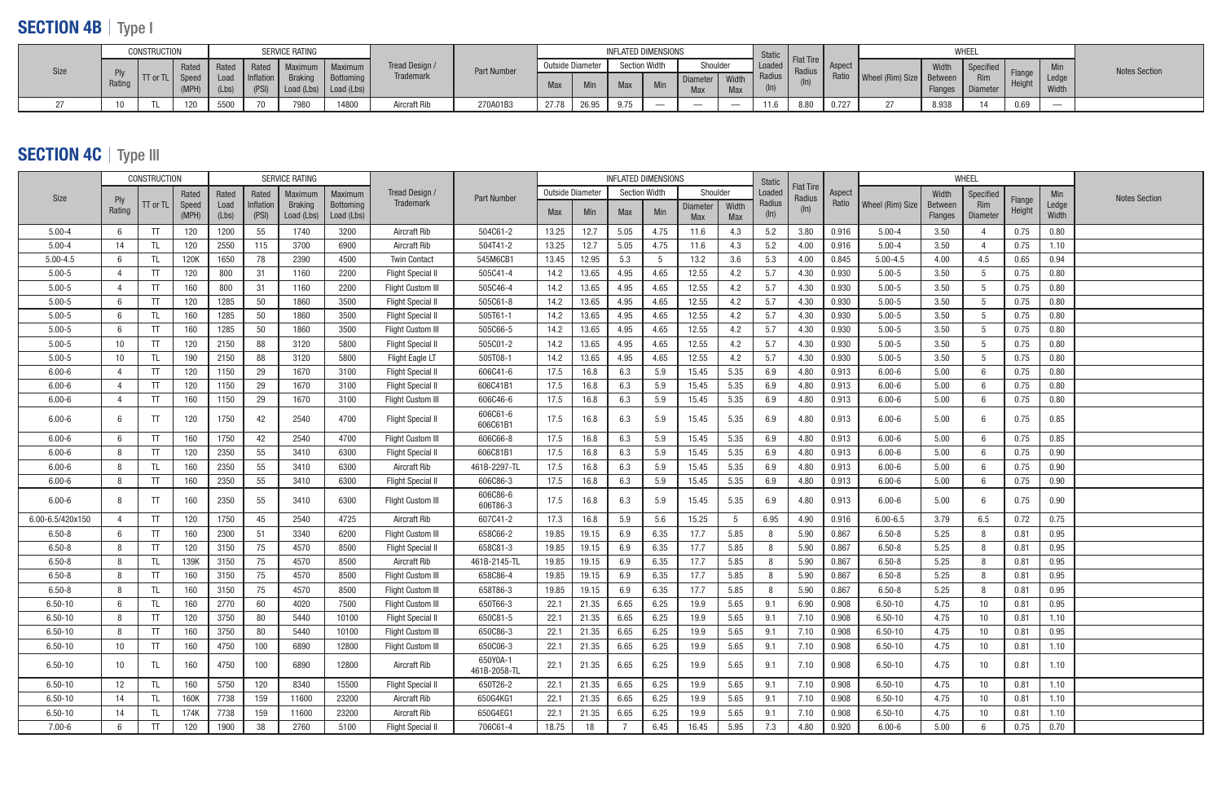## SECTION 4B | Type I

| Size | CONSTRUCTION | | | SERVICE RATING | | | | Tread Design / Trademark | Part Number | INFLATED DIMENSIONS | | | | | | Static Loaded Radius (In) | Flat Tire Radius (In) | Aspect Ratio | WHEEL | | | | | Notes Section |
|---|---|---|---|---|---|---|---|---|---|---|---|---|---|---|---|---|---|---|---|---|---|---|---|---|
| | Ply Rating | TT or TL | Rated Speed (MPH) | Rated Load (Lbs) | Rated Inflation (PSI) | Maximum Braking Load (Lbs) | Maximum Bottoming Load (Lbs) | | | Outside Diameter | | Section Width | | Shoulder | | | | | Wheel (Rim) Size | Width Between Flanges | Specified Rim Diameter | Flange Height | Min Ledge Width | |
| | | | | | | | | | | Max | Min | Max | Min | Diameter Max | Width Max | | | | | | | | | |
| 27 | 10 | TL | 120 | 5500 | 70 | 7980 | 14800 | Aircraft Rib | 270A01B3 | 27.78 | 26.95 | 9.75 | — | — | — | 11.6 | 8.80 | 0.727 | 27 | 8.938 | 14 | 0.69 | — | |

## SECTION 4C | Type III

| Size | CONSTRUCTION | | | SERVICE RATING | | | | Tread Design / Trademark | Part Number | INFLATED DIMENSIONS | | | | | | Static Loaded Radius (In) | Flat Tire Radius (In) | Aspect Ratio | WHEEL | | | | | Notes Section |
|---|---|---|---|---|---|---|---|---|---|---|---|---|---|---|---|---|---|---|---|---|---|---|---|---|
| | Ply Rating | TT or TL | Rated Speed (MPH) | Rated Load (Lbs) | Rated Inflation (PSI) | Maximum Braking Load (Lbs) | Maximum Bottoming Load (Lbs) | | | Outside Diameter | | Section Width | | Shoulder | | | | | Wheel (Rim) Size | Width Between Flanges | Specified Rim Diameter | Flange Height | Min Ledge Width | |
| | | | | | | | | | | Max | Min | Max | Min | Diameter Max | Width Max | | | | | | | | | |
| 5.00-4 | 6 | TT | 120 | 1200 | 55 | 1740 | 3200 | Aircraft Rib | 504C61-2 | 13.25 | 12.7 | 5.05 | 4.75 | 11.6 | 4.3 | 5.2 | 3.80 | 0.916 | 5.00-4 | 3.50 | 4 | 0.75 | 0.80 | |
| 5.00-4 | 14 | TL | 120 | 2550 | 115 | 3700 | 6900 | Aircraft Rib | 504T41-2 | 13.25 | 12.7 | 5.05 | 4.75 | 11.6 | 4.3 | 5.2 | 4.00 | 0.916 | 5.00-4 | 3.50 | 4 | 0.75 | 1.10 | |
| 5.00-4.5 | 6 | TL | 120K | 1650 | 78 | 2390 | 4500 | Twin Contact | 545M6CB1 | 13.45 | 12.95 | 5.3 | 5 | 13.2 | 3.6 | 5.3 | 4.00 | 0.845 | 5.00-4.5 | 4.00 | 4.5 | 0.65 | 0.94 | |
| 5.00-5 | 4 | TT | 120 | 800 | 31 | 1160 | 2200 | Flight Special II | 505C41-4 | 14.2 | 13.65 | 4.95 | 4.65 | 12.55 | 4.2 | 5.7 | 4.30 | 0.930 | 5.00-5 | 3.50 | 5 | 0.75 | 0.80 | |
| 5.00-5 | 4 | TT | 160 | 800 | 31 | 1160 | 2200 | Flight Custom III | 505C46-4 | 14.2 | 13.65 | 4.95 | 4.65 | 12.55 | 4.2 | 5.7 | 4.30 | 0.930 | 5.00-5 | 3.50 | 5 | 0.75 | 0.80 | |
| 5.00-5 | 6 | TT | 120 | 1285 | 50 | 1860 | 3500 | Flight Special II | 505C61-8 | 14.2 | 13.65 | 4.95 | 4.65 | 12.55 | 4.2 | 5.7 | 4.30 | 0.930 | 5.00-5 | 3.50 | 5 | 0.75 | 0.80 | |
| 5.00-5 | 6 | TL | 160 | 1285 | 50 | 1860 | 3500 | Flight Special II | 505T61-1 | 14.2 | 13.65 | 4.95 | 4.65 | 12.55 | 4.2 | 5.7 | 4.30 | 0.930 | 5.00-5 | 3.50 | 5 | 0.75 | 0.80 | |
| 5.00-5 | 6 | TT | 160 | 1285 | 50 | 1860 | 3500 | Flight Custom III | 505C66-5 | 14.2 | 13.65 | 4.95 | 4.65 | 12.55 | 4.2 | 5.7 | 4.30 | 0.930 | 5.00-5 | 3.50 | 5 | 0.75 | 0.80 | |
| 5.00-5 | 10 | TT | 120 | 2150 | 88 | 3120 | 5800 | Flight Special II | 505C01-2 | 14.2 | 13.65 | 4.95 | 4.65 | 12.55 | 4.2 | 5.7 | 4.30 | 0.930 | 5.00-5 | 3.50 | 5 | 0.75 | 0.80 | |
| 5.00-5 | 10 | TL | 190 | 2150 | 88 | 3120 | 5800 | Flight Eagle LT | 505T08-1 | 14.2 | 13.65 | 4.95 | 4.65 | 12.55 | 4.2 | 5.7 | 4.30 | 0.930 | 5.00-5 | 3.50 | 5 | 0.75 | 0.80 | |
| 6.00-6 | 4 | TT | 120 | 1150 | 29 | 1670 | 3100 | Flight Special II | 606C41-6 | 17.5 | 16.8 | 6.3 | 5.9 | 15.45 | 5.35 | 6.9 | 4.80 | 0.913 | 6.00-6 | 5.00 | 6 | 0.75 | 0.80 | |
| 6.00-6 | 4 | TT | 120 | 1150 | 29 | 1670 | 3100 | Flight Special II | 606C41B1 | 17.5 | 16.8 | 6.3 | 5.9 | 15.45 | 5.35 | 6.9 | 4.80 | 0.913 | 6.00-6 | 5.00 | 6 | 0.75 | 0.80 | |
| 6.00-6 | 4 | TT | 160 | 1150 | 29 | 1670 | 3100 | Flight Custom III | 606C46-6 | 17.5 | 16.8 | 6.3 | 5.9 | 15.45 | 5.35 | 6.9 | 4.80 | 0.913 | 6.00-6 | 5.00 | 6 | 0.75 | 0.80 | |
| 6.00-6 | 6 | TT | 120 | 1750 | 42 | 2540 | 4700 | Flight Special II | 606C61-6 606C61B1 | 17.5 | 16.8 | 6.3 | 5.9 | 15.45 | 5.35 | 6.9 | 4.80 | 0.913 | 6.00-6 | 5.00 | 6 | 0.75 | 0.85 | |
| 6.00-6 | 6 | TT | 160 | 1750 | 42 | 2540 | 4700 | Flight Custom III | 606C66-8 | 17.5 | 16.8 | 6.3 | 5.9 | 15.45 | 5.35 | 6.9 | 4.80 | 0.913 | 6.00-6 | 5.00 | 6 | 0.75 | 0.85 | |
| 6.00-6 | 8 | TT | 120 | 2350 | 55 | 3410 | 6300 | Flight Special II | 606C81B1 | 17.5 | 16.8 | 6.3 | 5.9 | 15.45 | 5.35 | 6.9 | 4.80 | 0.913 | 6.00-6 | 5.00 | 6 | 0.75 | 0.90 | |
| 6.00-6 | 8 | TL | 160 | 2350 | 55 | 3410 | 6300 | Aircraft Rib | 461B-2297-TL | 17.5 | 16.8 | 6.3 | 5.9 | 15.45 | 5.35 | 6.9 | 4.80 | 0.913 | 6.00-6 | 5.00 | 6 | 0.75 | 0.90 | |
| 6.00-6 | 8 | TT | 160 | 2350 | 55 | 3410 | 6300 | Flight Special II | 606C86-3 | 17.5 | 16.8 | 6.3 | 5.9 | 15.45 | 5.35 | 6.9 | 4.80 | 0.913 | 6.00-6 | 5.00 | 6 | 0.75 | 0.90 | |
| 6.00-6 | 8 | TT | 160 | 2350 | 55 | 3410 | 6300 | Flight Custom III | 606C86-6 606T86-3 | 17.5 | 16.8 | 6.3 | 5.9 | 15.45 | 5.35 | 6.9 | 4.80 | 0.913 | 6.00-6 | 5.00 | 6 | 0.75 | 0.90 | |
| 6.00-6.5/420x150 | 4 | TT | 120 | 1750 | 45 | 2540 | 4725 | Aircraft Rib | 607C41-2 | 17.3 | 16.8 | 5.9 | 5.6 | 15.25 | 5 | 6.95 | 4.90 | 0.916 | 6.00-6.5 | 3.79 | 6.5 | 0.72 | 0.75 | |
| 6.50-8 | 6 | TT | 160 | 2300 | 51 | 3340 | 6200 | Flight Custom III | 658C66-2 | 19.85 | 19.15 | 6.9 | 6.35 | 17.7 | 5.85 | 8 | 5.90 | 0.867 | 6.50-8 | 5.25 | 8 | 0.81 | 0.95 | |
| 6.50-8 | 8 | TT | 120 | 3150 | 75 | 4570 | 8500 | Flight Special II | 658C81-3 | 19.85 | 19.15 | 6.9 | 6.35 | 17.7 | 5.85 | 8 | 5.90 | 0.867 | 6.50-8 | 5.25 | 8 | 0.81 | 0.95 | |
| 6.50-8 | 8 | TL | 139K | 3150 | 75 | 4570 | 8500 | Aircraft Rib | 461B-2145-TL | 19.85 | 19.15 | 6.9 | 6.35 | 17.7 | 5.85 | 8 | 5.90 | 0.867 | 6.50-8 | 5.25 | 8 | 0.81 | 0.95 | |
| 6.50-8 | 8 | TT | 160 | 3150 | 75 | 4570 | 8500 | Flight Custom III | 658C86-4 | 19.85 | 19.15 | 6.9 | 6.35 | 17.7 | 5.85 | 8 | 5.90 | 0.867 | 6.50-8 | 5.25 | 8 | 0.81 | 0.95 | |
| 6.50-8 | 8 | TL | 160 | 3150 | 75 | 4570 | 8500 | Flight Custom III | 658T86-3 | 19.85 | 19.15 | 6.9 | 6.35 | 17.7 | 5.85 | 8 | 5.90 | 0.867 | 6.50-8 | 5.25 | 8 | 0.81 | 0.95 | |
| 6.50-10 | 6 | TL | 160 | 2770 | 60 | 4020 | 7500 | Flight Custom III | 650T66-3 | 22.1 | 21.35 | 6.65 | 6.25 | 19.9 | 5.65 | 9.1 | 6.90 | 0.908 | 6.50-10 | 4.75 | 10 | 0.81 | 0.95 | |
| 6.50-10 | 8 | TT | 120 | 3750 | 80 | 5440 | 10100 | Flight Special II | 650C81-5 | 22.1 | 21.35 | 6.65 | 6.25 | 19.9 | 5.65 | 9.1 | 7.10 | 0.908 | 6.50-10 | 4.75 | 10 | 0.81 | 0.95 | |
| 6.50-10 | 8 | TT | 160 | 3750 | 80 | 5440 | 10100 | Flight Custom III | 650C86-3 | 22.1 | 21.35 | 6.65 | 6.25 | 19.9 | 5.65 | 9.1 | 7.10 | 0.908 | 6.50-10 | 4.75 | 10 | 0.81 | 0.95 | |
| 6.50-10 | 10 | TT | 160 | 4750 | 100 | 6890 | 12800 | Flight Custom III | 650C06-3 | 22.1 | 21.35 | 6.65 | 6.25 | 19.9 | 5.65 | 9.1 | 7.10 | 0.908 | 6.50-10 | 4.75 | 10 | 0.81 | 1.10 | |
| 6.50-10 | 10 | TL | 160 | 4750 | 100 | 6890 | 12800 | Aircraft Rib | 650Y0A-1 461B-2058-TL | 22.1 | 21.35 | 6.65 | 6.25 | 19.9 | 5.65 | 9.1 | 7.10 | 0.908 | 6.50-10 | 4.75 | 10 | 0.81 | 1.10 | |
| 6.50-10 | 12 | TL | 160 | 5750 | 120 | 8340 | 15500 | Flight Special II | 650T26-2 | 22.1 | 21.35 | 6.65 | 6.25 | 19.9 | 5.65 | 9.1 | 7.10 | 0.908 | 6.50-10 | 4.75 | 10 | 0.81 | 1.10 | |
| 6.50-10 | 14 | TL | 160K | 7738 | 159 | 11600 | 23200 | Aircraft Rib | 650G4KG1 | 22.1 | 21.35 | 6.65 | 6.25 | 19.9 | 5.65 | 9.1 | 7.10 | 0.908 | 6.50-10 | 4.75 | 10 | 0.81 | 1.10 | |
| 6.50-10 | 14 | TL | 174K | 7738 | 159 | 11600 | 23200 | Aircraft Rib | 650G4EG1 | 22.1 | 21.35 | 6.65 | 6.25 | 19.9 | 5.65 | 9.1 | 7.10 | 0.908 | 6.50-10 | 4.75 | 10 | 0.81 | 1.10 | |
| 7.00-6 | 6 | TT | 120 | 1900 | 38 | 2760 | 5100 | Flight Special II | 706C61-4 | 18.75 | 18 | 7 | 6.45 | 16.45 | 5.95 | 7.3 | 4.80 | 0.920 | 6.00-6 | 5.00 | 6 | 0.75 | 0.70 | |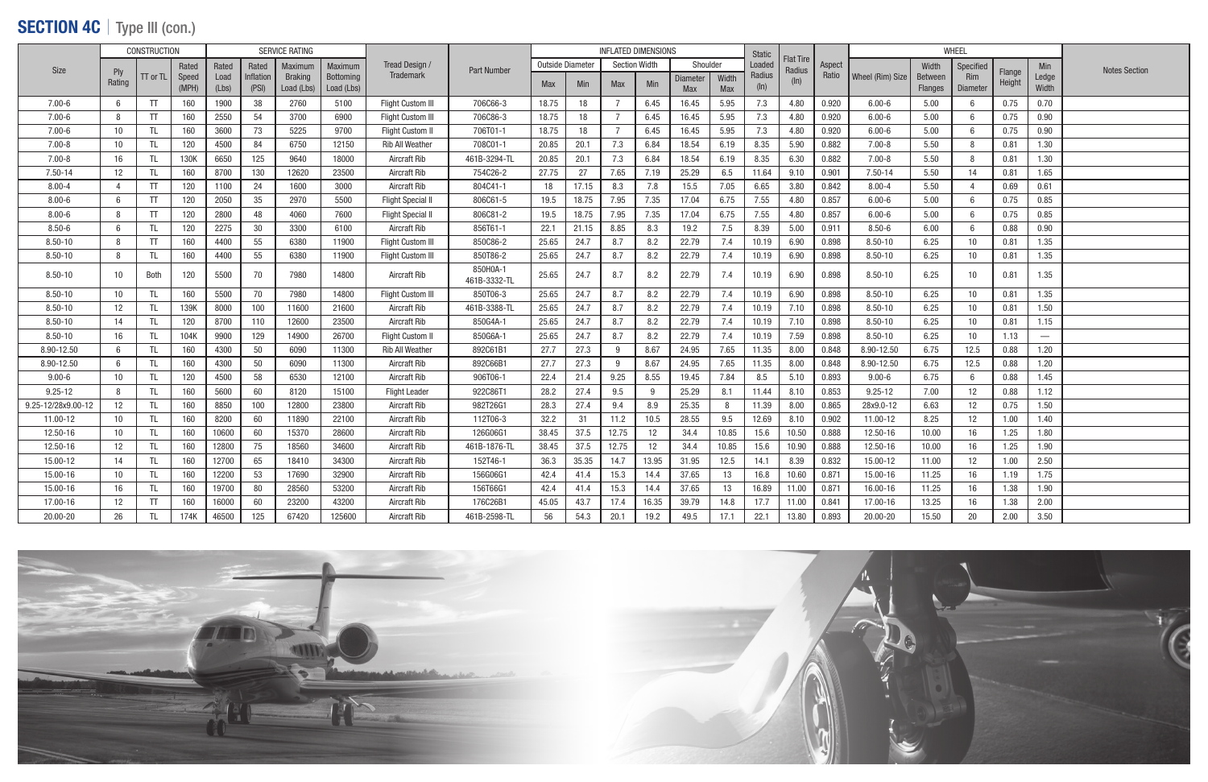## SECTION 4C | Type III (con.)

| Size | CONSTRUCTION | | | SERVICE RATING | | | | Tread Design / Trademark | Part Number | INFLATED DIMENSIONS | | | | | | Static Loaded Radius (In) | Flat Tire Radius (In) | Aspect Ratio | WHEEL | | | | | Notes Section |
|---|---|---|---|---|---|---|---|---|---|---|---|---|---|---|---|---|---|---|---|---|---|---|---|---|
| | Ply Rating | TT or TL | Rated Speed (MPH) | Rated Load (Lbs) | Rated Inflation (PSI) | Maximum Braking Load (Lbs) | Maximum Bottoming Load (Lbs) | | | Outside Diameter Max | Outside Diameter Min | Section Width Max | Section Width Min | Shoulder Diameter Max | Shoulder Width Max | | | | Wheel (Rim) Size | Width Between Flanges | Specified Rim Diameter | Flange Height | Min Ledge Width | |
| 7.00-6 | 6 | TT | 160 | 1900 | 38 | 2760 | 5100 | Flight Custom III | 706C66-3 | 18.75 | 18 | 7 | 6.45 | 16.45 | 5.95 | 7.3 | 4.80 | 0.920 | 6.00-6 | 5.00 | 6 | 0.75 | 0.70 | |
| 7.00-6 | 8 | TT | 160 | 2550 | 54 | 3700 | 6900 | Flight Custom III | 706C86-3 | 18.75 | 18 | 7 | 6.45 | 16.45 | 5.95 | 7.3 | 4.80 | 0.920 | 6.00-6 | 5.00 | 6 | 0.75 | 0.90 | |
| 7.00-6 | 10 | TL | 160 | 3600 | 73 | 5225 | 9700 | Flight Custom II | 706T01-1 | 18.75 | 18 | 7 | 6.45 | 16.45 | 5.95 | 7.3 | 4.80 | 0.920 | 6.00-6 | 5.00 | 6 | 0.75 | 0.90 | |
| 7.00-8 | 10 | TL | 120 | 4500 | 84 | 6750 | 12150 | Rib All Weather | 708C01-1 | 20.85 | 20.1 | 7.3 | 6.84 | 18.54 | 6.19 | 8.35 | 5.90 | 0.882 | 7.00-8 | 5.50 | 8 | 0.81 | 1.30 | |
| 7.00-8 | 16 | TL | 130K | 6650 | 125 | 9640 | 18000 | Aircraft Rib | 461B-3294-TL | 20.85 | 20.1 | 7.3 | 6.84 | 18.54 | 6.19 | 8.35 | 6.30 | 0.882 | 7.00-8 | 5.50 | 8 | 0.81 | 1.30 | |
| 7.50-14 | 12 | TL | 160 | 8700 | 130 | 12620 | 23500 | Aircraft Rib | 754C26-2 | 27.75 | 27 | 7.65 | 7.19 | 25.29 | 6.5 | 11.64 | 9.10 | 0.901 | 7.50-14 | 5.50 | 14 | 0.81 | 1.65 | |
| 8.00-4 | 4 | TT | 120 | 1100 | 24 | 1600 | 3000 | Aircraft Rib | 804C41-1 | 18 | 17.15 | 8.3 | 7.8 | 15.5 | 7.05 | 6.65 | 3.80 | 0.842 | 8.00-4 | 5.50 | 4 | 0.69 | 0.61 | |
| 8.00-6 | 6 | TT | 120 | 2050 | 35 | 2970 | 5500 | Flight Special II | 806C61-5 | 19.5 | 18.75 | 7.95 | 7.35 | 17.04 | 6.75 | 7.55 | 4.80 | 0.857 | 6.00-6 | 5.00 | 6 | 0.75 | 0.85 | |
| 8.00-6 | 8 | TT | 120 | 2800 | 48 | 4060 | 7600 | Flight Special II | 806C81-2 | 19.5 | 18.75 | 7.95 | 7.35 | 17.04 | 6.75 | 7.55 | 4.80 | 0.857 | 6.00-6 | 5.00 | 6 | 0.75 | 0.85 | |
| 8.50-6 | 6 | TL | 120 | 2275 | 30 | 3300 | 6100 | Aircraft Rib | 856T61-1 | 22.1 | 21.15 | 8.85 | 8.3 | 19.2 | 7.5 | 8.39 | 5.00 | 0.911 | 8.50-6 | 6.00 | 6 | 0.88 | 0.90 | |
| 8.50-10 | 8 | TT | 160 | 4400 | 55 | 6380 | 11900 | Flight Custom III | 850C86-2 | 25.65 | 24.7 | 8.7 | 8.2 | 22.79 | 7.4 | 10.19 | 6.90 | 0.898 | 8.50-10 | 6.25 | 10 | 0.81 | 1.35 | |
| 8.50-10 | 8 | TL | 160 | 4400 | 55 | 6380 | 11900 | Flight Custom III | 850T86-2 | 25.65 | 24.7 | 8.7 | 8.2 | 22.79 | 7.4 | 10.19 | 6.90 | 0.898 | 8.50-10 | 6.25 | 10 | 0.81 | 1.35 | |
| 8.50-10 | 10 | Both | 120 | 5500 | 70 | 7980 | 14800 | Aircraft Rib | 850H0A-1 461B-3332-TL | 25.65 | 24.7 | 8.7 | 8.2 | 22.79 | 7.4 | 10.19 | 6.90 | 0.898 | 8.50-10 | 6.25 | 10 | 0.81 | 1.35 | |
| 8.50-10 | 10 | TL | 160 | 5500 | 70 | 7980 | 14800 | Flight Custom III | 850T06-3 | 25.65 | 24.7 | 8.7 | 8.2 | 22.79 | 7.4 | 10.19 | 6.90 | 0.898 | 8.50-10 | 6.25 | 10 | 0.81 | 1.35 | |
| 8.50-10 | 12 | TL | 139K | 8000 | 100 | 11600 | 21600 | Aircraft Rib | 461B-3388-TL | 25.65 | 24.7 | 8.7 | 8.2 | 22.79 | 7.4 | 10.19 | 7.10 | 0.898 | 8.50-10 | 6.25 | 10 | 0.81 | 1.50 | |
| 8.50-10 | 14 | TL | 120 | 8700 | 110 | 12600 | 23500 | Aircraft Rib | 850G4A-1 | 25.65 | 24.7 | 8.7 | 8.2 | 22.79 | 7.4 | 10.19 | 7.10 | 0.898 | 8.50-10 | 6.25 | 10 | 0.81 | 1.15 | |
| 8.50-10 | 16 | TL | 104K | 9900 | 129 | 14900 | 26700 | Flight Custom II | 850G6A-1 | 25.65 | 24.7 | 8.7 | 8.2 | 22.79 | 7.4 | 10.19 | 7.59 | 0.898 | 8.50-10 | 6.25 | 10 | 1.13 | — | |
| 8.90-12.50 | 6 | TL | 160 | 4300 | 50 | 6090 | 11300 | Rib All Weather | 892C61B1 | 27.7 | 27.3 | 9 | 8.67 | 24.95 | 7.65 | 11.35 | 8.00 | 0.848 | 8.90-12.50 | 6.75 | 12.5 | 0.88 | 1.20 | |
| 8.90-12.50 | 6 | TL | 160 | 4300 | 50 | 6090 | 11300 | Aircraft Rib | 892C66B1 | 27.7 | 27.3 | 9 | 8.67 | 24.95 | 7.65 | 11.35 | 8.00 | 0.848 | 8.90-12.50 | 6.75 | 12.5 | 0.88 | 1.20 | |
| 9.00-6 | 10 | TL | 120 | 4500 | 58 | 6530 | 12100 | Aircraft Rib | 906T06-1 | 22.4 | 21.4 | 9.25 | 8.55 | 19.45 | 7.84 | 8.5 | 5.10 | 0.893 | 9.00-6 | 6.75 | 6 | 0.88 | 1.45 | |
| 9.25-12 | 8 | TL | 160 | 5600 | 60 | 8120 | 15100 | Flight Leader | 922C86T1 | 28.2 | 27.4 | 9.5 | 9 | 25.29 | 8.1 | 11.44 | 8.10 | 0.853 | 9.25-12 | 7.00 | 12 | 0.88 | 1.12 | |
| 9.25-12/28x9.00-12 | 12 | TL | 160 | 8850 | 100 | 12800 | 23800 | Aircraft Rib | 982T26G1 | 28.3 | 27.4 | 9.4 | 8.9 | 25.35 | 8 | 11.39 | 8.00 | 0.865 | 28x9.0-12 | 6.63 | 12 | 0.75 | 1.50 | |
| 11.00-12 | 10 | TL | 160 | 8200 | 60 | 11890 | 22100 | Aircraft Rib | 112T06-3 | 32.2 | 31 | 11.2 | 10.5 | 28.55 | 9.5 | 12.69 | 8.10 | 0.902 | 11.00-12 | 8.25 | 12 | 1.00 | 1.40 | |
| 12.50-16 | 10 | TL | 160 | 10600 | 60 | 15370 | 28600 | Aircraft Rib | 126G06G1 | 38.45 | 37.5 | 12.75 | 12 | 34.4 | 10.85 | 15.6 | 10.50 | 0.888 | 12.50-16 | 10.00 | 16 | 1.25 | 1.80 | |
| 12.50-16 | 12 | TL | 160 | 12800 | 75 | 18560 | 34600 | Aircraft Rib | 461B-1876-TL | 38.45 | 37.5 | 12.75 | 12 | 34.4 | 10.85 | 15.6 | 10.90 | 0.888 | 12.50-16 | 10.00 | 16 | 1.25 | 1.90 | |
| 15.00-12 | 14 | TL | 160 | 12700 | 65 | 18410 | 34300 | Aircraft Rib | 152T46-1 | 36.3 | 35.35 | 14.7 | 13.95 | 31.95 | 12.5 | 14.1 | 8.39 | 0.832 | 15.00-12 | 11.00 | 12 | 1.00 | 2.50 | |
| 15.00-16 | 10 | TL | 160 | 12200 | 53 | 17690 | 32900 | Aircraft Rib | 156G06G1 | 42.4 | 41.4 | 15.3 | 14.4 | 37.65 | 13 | 16.8 | 10.60 | 0.871 | 15.00-16 | 11.25 | 16 | 1.19 | 1.75 | |
| 15.00-16 | 16 | TL | 160 | 19700 | 80 | 28560 | 53200 | Aircraft Rib | 156T66G1 | 42.4 | 41.4 | 15.3 | 14.4 | 37.65 | 13 | 16.89 | 11.00 | 0.871 | 16.00-16 | 11.25 | 16 | 1.38 | 1.90 | |
| 17.00-16 | 12 | TT | 160 | 16000 | 60 | 23200 | 43200 | Aircraft Rib | 176C26B1 | 45.05 | 43.7 | 17.4 | 16.35 | 39.79 | 14.8 | 17.7 | 11.00 | 0.841 | 17.00-16 | 13.25 | 16 | 1.38 | 2.00 | |
| 20.00-20 | 26 | TL | 174K | 46500 | 125 | 67420 | 125600 | Aircraft Rib | 461B-2598-TL | 56 | 54.3 | 20.1 | 19.2 | 49.5 | 17.1 | 22.1 | 13.80 | 0.893 | 20.00-20 | 15.50 | 20 | 2.00 | 3.50 | |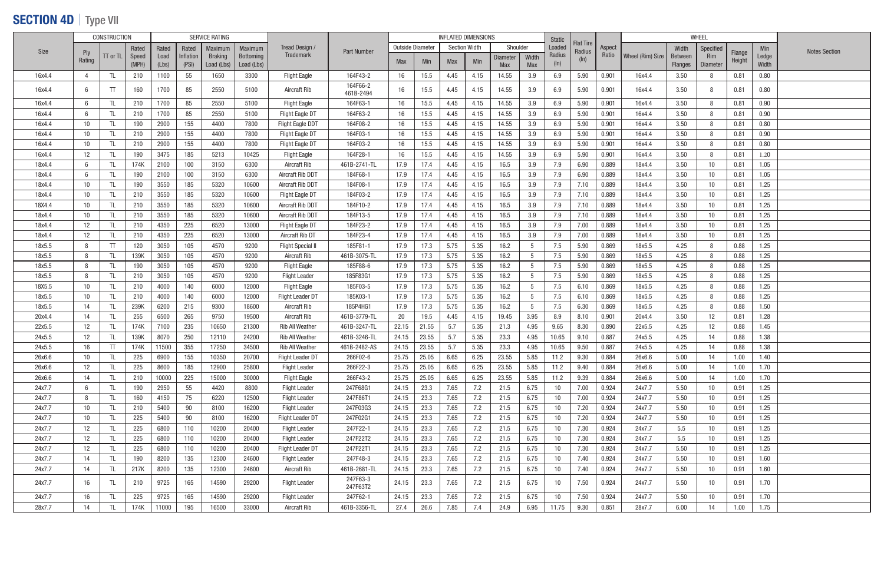## SECTION 4D | Type VII

| Size | CONSTRUCTION | | | SERVICE RATING | | | | Tread Design / Trademark | Part Number | INFLATED DIMENSIONS | | | | | | Static Loaded Radius (In) | Flat Tire Radius (In) | Aspect Ratio | WHEEL | | | | | Notes Section |
|---|---|---|---|---|---|---|---|---|---|---|---|---|---|---|---|---|---|---|---|---|---|---|---|---|
| | Ply Rating | TT or TL | Rated Speed (MPH) | Rated Load (Lbs) | Rated Inflation (PSI) | Maximum Braking Load (Lbs) | Maximum Bottoming Load (Lbs) | | | Outside Diameter | | Section Width | | Shoulder | | | | | Wheel (Rim) Size | Width Between Flanges | Specified Rim Diameter | Flange Height | Min Ledge Width | |
| | | | | | | | | | | Max | Min | Max | Min | Diameter Max | Width Max | | | | | | | | | |
| 16x4.4 | 4 | TL | 210 | 1100 | 55 | 1650 | 3300 | Flight Eagle | 164F43-2 | 16 | 15.5 | 4.45 | 4.15 | 14.55 | 3.9 | 6.9 | 5.90 | 0.901 | 16x4.4 | 3.50 | 8 | 0.81 | 0.80 | |
| 16x4.4 | 6 | TT | 160 | 1700 | 85 | 2550 | 5100 | Aircraft Rib | 164F66-2 461B-2494 | 16 | 15.5 | 4.45 | 4.15 | 14.55 | 3.9 | 6.9 | 5.90 | 0.901 | 16x4.4 | 3.50 | 8 | 0.81 | 0.80 | |
| 16x4.4 | 6 | TL | 210 | 1700 | 85 | 2550 | 5100 | Flight Eagle | 164F63-1 | 16 | 15.5 | 4.45 | 4.15 | 14.55 | 3.9 | 6.9 | 5.90 | 0.901 | 16x4.4 | 3.50 | 8 | 0.81 | 0.90 | |
| 16x4.4 | 6 | TL | 210 | 1700 | 85 | 2550 | 5100 | Flight Eagle DT | 164F63-2 | 16 | 15.5 | 4.45 | 4.15 | 14.55 | 3.9 | 6.9 | 5.90 | 0.901 | 16x4.4 | 3.50 | 8 | 0.81 | 0.90 | |
| 16x4.4 | 10 | TL | 190 | 2900 | 155 | 4400 | 7800 | Flight Eagle DDT | 164F08-2 | 16 | 15.5 | 4.45 | 4.15 | 14.55 | 3.9 | 6.9 | 5.90 | 0.901 | 16x4.4 | 3.50 | 8 | 0.81 | 0.80 | |
| 16x4.4 | 10 | TL | 210 | 2900 | 155 | 4400 | 7800 | Flight Eagle DT | 164F03-1 | 16 | 15.5 | 4.45 | 4.15 | 14.55 | 3.9 | 6.9 | 5.90 | 0.901 | 16x4.4 | 3.50 | 8 | 0.81 | 0.90 | |
| 16x4.4 | 10 | TL | 210 | 2900 | 155 | 4400 | 7800 | Flight Eagle DT | 164F03-2 | 16 | 15.5 | 4.45 | 4.15 | 14.55 | 3.9 | 6.9 | 5.90 | 0.901 | 16x4.4 | 3.50 | 8 | 0.81 | 0.80 | |
| 16x4.4 | 12 | TL | 190 | 3475 | 185 | 5213 | 10425 | Flight Eagle | 164F28-1 | 16 | 15.5 | 4.45 | 4.15 | 14.55 | 3.9 | 6.9 | 5.90 | 0.901 | 16x4.4 | 3.50 | 8 | 0.81 | 1.20 | |
| 18x4.4 | 6 | TL | 174K | 2100 | 100 | 3150 | 6300 | Aircraft Rib | 461B-2741-TL | 17.9 | 17.4 | 4.45 | 4.15 | 16.5 | 3.9 | 7.9 | 6.90 | 0.889 | 18x4.4 | 3.50 | 10 | 0.81 | 1.05 | |
| 18x4.4 | 6 | TL | 190 | 2100 | 100 | 3150 | 6300 | Aircraft Rib DDT | 184F68-1 | 17.9 | 17.4 | 4.45 | 4.15 | 16.5 | 3.9 | 7.9 | 6.90 | 0.889 | 18x4.4 | 3.50 | 10 | 0.81 | 1.05 | |
| 18x4.4 | 10 | TL | 190 | 3550 | 185 | 5320 | 10600 | Aircraft Rib DDT | 184F08-1 | 17.9 | 17.4 | 4.45 | 4.15 | 16.5 | 3.9 | 7.9 | 7.10 | 0.889 | 18x4.4 | 3.50 | 10 | 0.81 | 1.25 | |
| 18x4.4 | 10 | TL | 210 | 3550 | 185 | 5320 | 10600 | Flight Eagle DT | 184F03-2 | 17.9 | 17.4 | 4.45 | 4.15 | 16.5 | 3.9 | 7.9 | 7.10 | 0.889 | 18x4.4 | 3.50 | 10 | 0.81 | 1.25 | |
| 18X4.4 | 10 | TL | 210 | 3550 | 185 | 5320 | 10600 | Aircraft Rib DDT | 184F10-2 | 17.9 | 17.4 | 4.45 | 4.15 | 16.5 | 3.9 | 7.9 | 7.10 | 0.889 | 18x4.4 | 3.50 | 10 | 0.81 | 1.25 | |
| 18x4.4 | 10 | TL | 210 | 3550 | 185 | 5320 | 10600 | Aircraft Rib DDT | 184F13-5 | 17.9 | 17.4 | 4.45 | 4.15 | 16.5 | 3.9 | 7.9 | 7.10 | 0.889 | 18x4.4 | 3.50 | 10 | 0.81 | 1.25 | |
| 18x4.4 | 12 | TL | 210 | 4350 | 225 | 6520 | 13000 | Flight Eagle DT | 184F23-2 | 17.9 | 17.4 | 4.45 | 4.15 | 16.5 | 3.9 | 7.9 | 7.00 | 0.889 | 18x4.4 | 3.50 | 10 | 0.81 | 1.25 | |
| 18x4.4 | 12 | TL | 210 | 4350 | 225 | 6520 | 13000 | Aircraft Rib DT | 184F23-4 | 17.9 | 17.4 | 4.45 | 4.15 | 16.5 | 3.9 | 7.9 | 7.00 | 0.889 | 18x4.4 | 3.50 | 10 | 0.81 | 1.25 | |
| 18x5.5 | 8 | TT | 120 | 3050 | 105 | 4570 | 9200 | Flight Special II | 185F81-1 | 17.9 | 17.3 | 5.75 | 5.35 | 16.2 | 5 | 7.5 | 5.90 | 0.869 | 18x5.5 | 4.25 | 8 | 0.88 | 1.25 | |
| 18x5.5 | 8 | TL | 139K | 3050 | 105 | 4570 | 9200 | Aircraft Rib | 461B-3075-TL | 17.9 | 17.3 | 5.75 | 5.35 | 16.2 | 5 | 7.5 | 5.90 | 0.869 | 18x5.5 | 4.25 | 8 | 0.88 | 1.25 | |
| 18x5.5 | 8 | TL | 190 | 3050 | 105 | 4570 | 9200 | Flight Eagle | 185F88-6 | 17.9 | 17.3 | 5.75 | 5.35 | 16.2 | 5 | 7.5 | 5.90 | 0.869 | 18x5.5 | 4.25 | 8 | 0.88 | 1.25 | |
| 18x5.5 | 8 | TL | 210 | 3050 | 105 | 4570 | 9200 | Flight Leader | 185F83G1 | 17.9 | 17.3 | 5.75 | 5.35 | 16.2 | 5 | 7.5 | 5.90 | 0.869 | 18x5.5 | 4.25 | 8 | 0.88 | 1.25 | |
| 18X5.5 | 10 | TL | 210 | 4000 | 140 | 6000 | 12000 | Flight Eagle | 185F03-5 | 17.9 | 17.3 | 5.75 | 5.35 | 16.2 | 5 | 7.5 | 6.10 | 0.869 | 18x5.5 | 4.25 | 8 | 0.88 | 1.25 | |
| 18x5.5 | 10 | TL | 210 | 4000 | 140 | 6000 | 12000 | Flight Leader DT | 185K03-1 | 17.9 | 17.3 | 5.75 | 5.35 | 16.2 | 5 | 7.5 | 6.10 | 0.869 | 18x5.5 | 4.25 | 8 | 0.88 | 1.25 | |
| 18x5.5 | 14 | TL | 239K | 6200 | 215 | 9300 | 18600 | Aircraft Rib | 185P4HG1 | 17.9 | 17.3 | 5.75 | 5.35 | 16.2 | 5 | 7.5 | 6.30 | 0.869 | 18x5.5 | 4.25 | 8 | 0.88 | 1.50 | |
| 20x4.4 | 14 | TL | 255 | 6500 | 265 | 9750 | 19500 | Aircraft Rib | 461B-3779-TL | 20 | 19.5 | 4.45 | 4.15 | 19.45 | 3.95 | 8.9 | 8.10 | 0.901 | 20x4.4 | 3.50 | 12 | 0.81 | 1.28 | |
| 22x5.5 | 12 | TL | 174K | 7100 | 235 | 10650 | 21300 | Rib All Weather | 461B-3247-TL | 22.15 | 21.55 | 5.7 | 5.35 | 21.3 | 4.95 | 9.65 | 8.30 | 0.890 | 22x5.5 | 4.25 | 12 | 0.88 | 1.45 | |
| 24x5.5 | 12 | TL | 139K | 8070 | 250 | 12110 | 24200 | Rib All Weather | 461B-3246-TL | 24.15 | 23.55 | 5.7 | 5.35 | 23.3 | 4.95 | 10.65 | 9.10 | 0.887 | 24x5.5 | 4.25 | 14 | 0.88 | 1.38 | |
| 24x5.5 | 16 | TT | 174K | 11500 | 355 | 17250 | 34500 | Rib All Weather | 461B-2482-AS | 24.15 | 23.55 | 5.7 | 5.35 | 23.3 | 4.95 | 10.65 | 9.50 | 0.887 | 24x5.5 | 4.25 | 14 | 0.88 | 1.38 | |
| 26x6.6 | 10 | TL | 225 | 6900 | 155 | 10350 | 20700 | Flight Leader DT | 266F02-6 | 25.75 | 25.05 | 6.65 | 6.25 | 23.55 | 5.85 | 11.2 | 9.30 | 0.884 | 26x6.6 | 5.00 | 14 | 1.00 | 1.40 | |
| 26x6.6 | 12 | TL | 225 | 8600 | 185 | 12900 | 25800 | Flight Leader | 266F22-3 | 25.75 | 25.05 | 6.65 | 6.25 | 23.55 | 5.85 | 11.2 | 9.40 | 0.884 | 26x6.6 | 5.00 | 14 | 1.00 | 1.70 | |
| 26x6.6 | 14 | TL | 210 | 10000 | 225 | 15000 | 30000 | Flight Eagle | 266F43-2 | 25.75 | 25.05 | 6.65 | 6.25 | 23.55 | 5.85 | 11.2 | 9.39 | 0.884 | 26x6.6 | 5.00 | 14 | 1.00 | 1.70 | |
| 24x7.7 | 6 | TL | 190 | 2950 | 55 | 4420 | 8800 | Flight Leader | 247F68G1 | 24.15 | 23.3 | 7.65 | 7.2 | 21.5 | 6.75 | 10 | 7.00 | 0.924 | 24x7.7 | 5.50 | 10 | 0.91 | 1.25 | |
| 24x7.7 | 8 | TL | 160 | 4150 | 75 | 6220 | 12500 | Flight Leader | 247F86T1 | 24.15 | 23.3 | 7.65 | 7.2 | 21.5 | 6.75 | 10 | 7.00 | 0.924 | 24x7.7 | 5.50 | 10 | 0.91 | 1.25 | |
| 24x7.7 | 10 | TL | 210 | 5400 | 90 | 8100 | 16200 | Flight Leader | 247F03G3 | 24.15 | 23.3 | 7.65 | 7.2 | 21.5 | 6.75 | 10 | 7.20 | 0.924 | 24x7.7 | 5.50 | 10 | 0.91 | 1.25 | |
| 24x7.7 | 10 | TL | 225 | 5400 | 90 | 8100 | 16200 | Flight Leader DT | 247F02G1 | 24.15 | 23.3 | 7.65 | 7.2 | 21.5 | 6.75 | 10 | 7.20 | 0.924 | 24x7.7 | 5.50 | 10 | 0.91 | 1.25 | |
| 24x7.7 | 12 | TL | 225 | 6800 | 110 | 10200 | 20400 | Flight Leader | 247F22-1 | 24.15 | 23.3 | 7.65 | 7.2 | 21.5 | 6.75 | 10 | 7.30 | 0.924 | 24x7.7 | 5.5 | 10 | 0.91 | 1.25 | |
| 24x7.7 | 12 | TL | 225 | 6800 | 110 | 10200 | 20400 | Flight Leader | 247F22T2 | 24.15 | 23.3 | 7.65 | 7.2 | 21.5 | 6.75 | 10 | 7.30 | 0.924 | 24x7.7 | 5.5 | 10 | 0.91 | 1.25 | |
| 24x7.7 | 12 | TL | 225 | 6800 | 110 | 10200 | 20400 | Flight Leader DT | 247F22T1 | 24.15 | 23.3 | 7.65 | 7.2 | 21.5 | 6.75 | 10 | 7.30 | 0.924 | 24x7.7 | 5.50 | 10 | 0.91 | 1.25 | |
| 24x7.7 | 14 | TL | 190 | 8200 | 135 | 12300 | 24600 | Flight Leader | 247F48-3 | 24.15 | 23.3 | 7.65 | 7.2 | 21.5 | 6.75 | 10 | 7.40 | 0.924 | 24x7.7 | 5.50 | 10 | 0.91 | 1.60 | |
| 24x7.7 | 14 | TL | 217K | 8200 | 135 | 12300 | 24600 | Aircraft Rib | 461B-2681-TL | 24.15 | 23.3 | 7.65 | 7.2 | 21.5 | 6.75 | 10 | 7.40 | 0.924 | 24x7.7 | 5.50 | 10 | 0.91 | 1.60 | |
| 24x7.7 | 16 | TL | 210 | 9725 | 165 | 14590 | 29200 | Flight Leader | 247F63-3 247F63T2 | 24.15 | 23.3 | 7.65 | 7.2 | 21.5 | 6.75 | 10 | 7.50 | 0.924 | 24x7.7 | 5.50 | 10 | 0.91 | 1.70 | |
| 24x7.7 | 16 | TL | 225 | 9725 | 165 | 14590 | 29200 | Flight Leader | 247F62-1 | 24.15 | 23.3 | 7.65 | 7.2 | 21.5 | 6.75 | 10 | 7.50 | 0.924 | 24x7.7 | 5.50 | 10 | 0.91 | 1.70 | |
| 28x7.7 | 14 | TL | 174K | 11000 | 195 | 16500 | 33000 | Aircraft Rib | 461B-3356-TL | 27.4 | 26.6 | 7.85 | 7.4 | 24.9 | 6.95 | 11.75 | 9.30 | 0.851 | 28x7.7 | 6.00 | 14 | 1.00 | 1.75 | |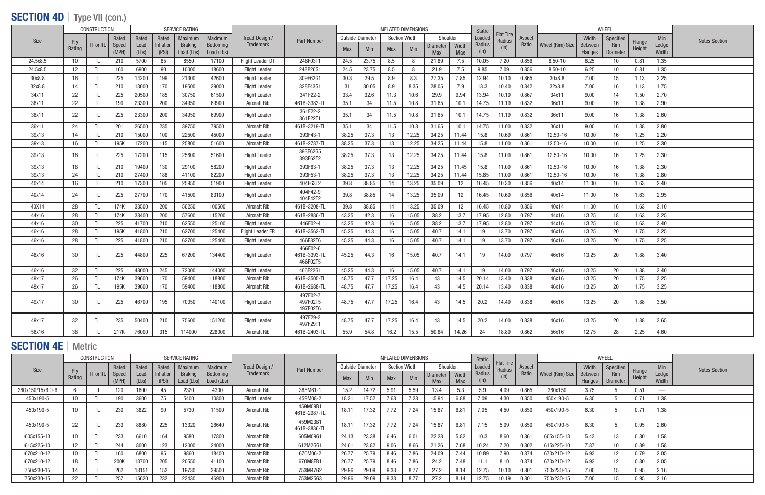## SECTION 4D | Type VII (con.)

| Size | CONSTRUCTION | | | SERVICE RATING | | | | Tread Design / Trademark | Part Number | INFLATED DIMENSIONS | | | | | | Static Loaded Radius (In) | Flat Tire Radius (In) | Aspect Ratio | WHEEL | | | | | Notes Section |
|---|---|---|---|---|---|---|---|---|---|---|---|---|---|---|---|---|---|---|---|---|---|---|---|---|
| | Ply Rating | TT or TL | Rated Speed (MPH) | Rated Load (Lbs) | Rated Inflation (PSI) | Maximum Braking Load (Lbs) | Maximum Bottoming Load (Lbs) | | | Outside Diameter Max | Outside Diameter Min | Section Width Max | Section Width Min | Shoulder Diameter Max | Shoulder Width Max | | | | Wheel (Rim) Size | Width Between Flanges | Specified Rim Diameter | Flange Height | Min Ledge Width | |
| 24.5x8.5 | 10 | TL | 210 | 5700 | 85 | 8550 | 17100 | Flight Leader DT | 248F03T1 | 24.5 | 23.75 | 8.5 | 8 | 21.89 | 7.5 | 10.05 | 7.20 | 0.856 | 8.50-10 | 6.25 | 10 | 0.81 | 1.35 | |
| 24.5x8.5 | 12 | TL | 160 | 6900 | 90 | 10000 | 18600 | Flight Leader | 248P26G1 | 24.5 | 23.75 | 8.5 | 8 | 21.9 | 7.5 | 9.85 | 7.09 | 0.856 | 8.50-10 | 6.25 | 10 | 0.81 | 1.35 | |
| 30x8.8 | 16 | TL | 225 | 14200 | 199 | 21300 | 42600 | Flight Leader | 309F62G1 | 30.3 | 29.5 | 8.9 | 8.3 | 27.35 | 7.85 | 12.94 | 10.10 | 0.865 | 30x8.8 | 7.00 | 15 | 1.13 | 2.25 | |
| 32x8.8 | 14 | TL | 210 | 13000 | 170 | 19500 | 39000 | Flight Leader | 328F43G1 | 31 | 30.05 | 8.9 | 8.35 | 28.05 | 7.9 | 13.3 | 10.40 | 0.842 | 32x8.8 | 7.00 | 16 | 1.13 | 1.75 | |
| 34x11 | 22 | TL | 225 | 20500 | 185 | 30750 | 61500 | Flight Leader | 341F22-2 | 33.4 | 32.6 | 11.3 | 10.6 | 29.9 | 9.94 | 13.94 | 10.10 | 0.867 | 34x11 | 9.00 | 14 | 1.50 | 2.70 | |
| 36x11 | 22 | TL | 190 | 23300 | 200 | 34950 | 69900 | Aircraft Rib | 461B-3383-TL | 35.1 | 34 | 11.5 | 10.8 | 31.65 | 10.1 | 14.75 | 11.19 | 0.832 | 36x11 | 9.00 | 16 | 1.38 | 2.90 | |
| 36x11 | 22 | TL | 225 | 23300 | 200 | 34950 | 69900 | Flight Leader | 361F22-2<br>361F22T1 | 35.1 | 34 | 11.5 | 10.8 | 31.65 | 10.1 | 14.75 | 11.19 | 0.832 | 36x11 | 9.00 | 16 | 1.38 | 2.60 | |
| 36x11 | 24 | TL | 201 | 26500 | 235 | 39750 | 79500 | Aircraft Rib | 461B-3219-TL | 35.1 | 34 | 11.5 | 10.8 | 31.65 | 10.1 | 14.75 | 11.00 | 0.832 | 36x11 | 9.00 | 16 | 1.38 | 2.80 | |
| 39x13 | 14 | TL | 210 | 15000 | 100 | 22500 | 45000 | Flight Leader | 393F43-1 | 38.25 | 37.3 | 13 | 12.25 | 34.25 | 11.44 | 15.8 | 10.69 | 0.861 | 12.50-16 | 10.00 | 16 | 1.25 | 2.20 | |
| 39x13 | 16 | TL | 195K | 17200 | 115 | 25800 | 51600 | Aircraft Rib | 461B-2787-TL | 38.25 | 37.3 | 13 | 12.25 | 34.25 | 11.44 | 15.8 | 11.00 | 0.861 | 12.50-16 | 10.00 | 16 | 1.25 | 2.30 | |
| 39x13 | 16 | TL | 225 | 17200 | 115 | 25800 | 51600 | Flight Leader | 393F62G5<br>393F62T2 | 38.25 | 37.3 | 13 | 12.25 | 34.25 | 11.44 | 15.8 | 11.00 | 0.861 | 12.50-16 | 10.00 | 16 | 1.25 | 2.30 | |
| 39x13 | 18 | TL | 210 | 19400 | 130 | 29100 | 58200 | Flight Leader | 393F83-1 | 38.25 | 37.3 | 13 | 12.25 | 34.25 | 11.45 | 15.8 | 11.00 | 0.861 | 12.50-16 | 10.00 | 16 | 1.38 | 2.30 | |
| 39x13 | 24 | TL | 210 | 27400 | 188 | 41100 | 82200 | Flight Leader | 393F53-1 | 38.25 | 37.3 | 13 | 12.25 | 34.25 | 11.44 | 15.85 | 11.00 | 0.861 | 12.50-16 | 10.00 | 16 | 1.38 | 2.80 | |
| 40x14 | 16 | TL | 210 | 17300 | 105 | 25950 | 51900 | Flight Leader | 404F63T2 | 39.8 | 38.85 | 14 | 13.25 | 35.09 | 12 | 16.45 | 10.30 | 0.856 | 40x14 | 11.00 | 16 | 1.63 | 2.40 | |
| 40x14 | 24 | TL | 225 | 27700 | 170 | 41500 | 83100 | Flight Leader | 404F42-9<br>404F42T2 | 39.8 | 38.85 | 14 | 13.25 | 35.09 | 12 | 16.45 | 10.60 | 0.856 | 40x14 | 11.00 | 16 | 1.63 | 2.95 | |
| 40X14 | 28 | TL | 174K | 33500 | 200 | 50250 | 100500 | Aircraft Rib | 461B-3208-TL | 39.8 | 38.85 | 14 | 13.25 | 35.09 | 12 | 16.45 | 10.80 | 0.856 | 40x14 | 11.00 | 16 | 1.63 | 3.10 | |
| 44x16 | 28 | TL | 174K | 38400 | 200 | 57600 | 115200 | Aircraft Rib | 461B-2886-TL | 43.25 | 42.3 | 16 | 15.05 | 38.2 | 13.7 | 17.95 | 12.80 | 0.797 | 44x16 | 13.25 | 18 | 1.63 | 3.25 | |
| 44x16 | 30 | TL | 225 | 41700 | 210 | 62550 | 125100 | Flight Leader | 446F02-4 | 43.25 | 42.3 | 16 | 15.05 | 38.2 | 13.7 | 17.95 | 12.80 | 0.797 | 44x16 | 13.25 | 18 | 1.63 | 3.40 | |
| 46x16 | 28 | TL | 195K | 41800 | 210 | 62700 | 125400 | Flight Leader ER | 461B-3562-TL | 45.25 | 44.3 | 16 | 15.05 | 40.7 | 14.1 | 19 | 13.70 | 0.797 | 46x16 | 13.25 | 20 | 1.75 | 3.25 | |
| 46x16 | 28 | TL | 225 | 41800 | 210 | 62700 | 125400 | Flight Leader | 466F82T6 | 45.25 | 44.3 | 16 | 15.05 | 40.7 | 14.1 | 19 | 13.70 | 0.797 | 46x16 | 13.25 | 20 | 1.75 | 3.25 | |
| 46x16 | 30 | TL | 225 | 44800 | 225 | 67200 | 134400 | Flight Leader | 466F02-6<br>461B-3393-TL<br>466F02T5 | 45.25 | 44.3 | 16 | 15.05 | 40.7 | 14.1 | 19 | 14.00 | 0.797 | 46x16 | 13.25 | 20 | 1.88 | 3.40 | |
| 46x16 | 32 | TL | 225 | 48000 | 245 | 72000 | 144000 | Flight Leader | 466F22G1 | 45.25 | 44.3 | 16 | 15.05 | 40.7 | 14.1 | 19 | 14.00 | 0.797 | 46x16 | 13.25 | 20 | 1.88 | 3.40 | |
| 49x17 | 26 | TL | 174K | 39600 | 170 | 59400 | 118800 | Aircraft Rib | 461B-3505-TL | 48.75 | 47.7 | 17.25 | 16.4 | 43 | 14.5 | 20.14 | 13.40 | 0.838 | 46x16 | 13.25 | 20 | 1.75 | 3.25 | |
| 49x17 | 26 | TL | 195K | 39600 | 170 | 59400 | 118800 | Aircraft Rib | 461B-2688-TL | 48.75 | 47.7 | 17.25 | 16.4 | 43 | 14.5 | 20.14 | 13.40 | 0.838 | 46x16 | 13.25 | 20 | 1.75 | 3.25 | |
| 49x17 | 30 | TL | 225 | 46700 | 195 | 70050 | 140100 | Flight Leader | 497F02-7<br>497F02T5<br>497F02T6 | 48.75 | 47.7 | 17.25 | 16.4 | 43 | 14.5 | 20.2 | 14.40 | 0.838 | 46x16 | 13.25 | 20 | 1.88 | 3.50 | |
| 49x17 | 32 | TL | 235 | 50400 | 210 | 75600 | 151200 | Flight Leader | 497F29-3<br>497F29T1 | 48.75 | 47.7 | 17.25 | 16.4 | 43 | 14.5 | 20.2 | 14.00 | 0.838 | 46x16 | 13.25 | 20 | 1.88 | 3.65 | |
| 56x16 | 38 | TL | 217K | 76000 | 315 | 114000 | 228000 | Aircraft Rib | 461B-2403-TL | 55.9 | 54.8 | 16.2 | 15.5 | 50.84 | 14.26 | 24 | 18.80 | 0.862 | 56x16 | 12.75 | 28 | 2.25 | 4.60 | |

## SECTION 4E | Metric

| Size | CONSTRUCTION | | | SERVICE RATING | | | | Tread Design / Trademark | Part Number | INFLATED DIMENSIONS | | | | | | Static Loaded Radius (In) | Flat Tire Radius (In) | Aspect Ratio | WHEEL | | | | | Notes Section |
|---|---|---|---|---|---|---|---|---|---|---|---|---|---|---|---|---|---|---|---|---|---|---|---|---|
| | Ply Rating | TT or TL | Rated Speed (MPH) | Rated Load (Lbs) | Rated Inflation (PSI) | Maximum Braking Load (Lbs) | Maximum Bottoming Load (Lbs) | | | Outside Diameter Max | Outside Diameter Min | Section Width Max | Section Width Min | Shoulder Diameter Max | Shoulder Width Max | | | | Wheel (Rim) Size | Width Between Flanges | Specified Rim Diameter | Flange Height | Min Ledge Width | |
| 380x150/15x6.0-6 | 6 | TT | 120 | 1600 | 45 | 2320 | 4300 | Aircraft Rib | 385M61-1 | 15.2 | 14.72 | 5.91 | 5.59 | 13.4 | 5.3 | 5.9 | 4.09 | 0.865 | 380x150 | 3.75 | 5 | 0.51 | — | |
| 450x190-5 | 10 | TL | 190 | 3600 | 75 | 5400 | 10800 | Flight Leader | 459M08-2 | 18.31 | 17.52 | 7.68 | 7.28 | 15.94 | 6.88 | 7.09 | 4.30 | 0.850 | 450x190-5 | 6.30 | 5 | 0.71 | 1.38 | |
| 450x190-5 | 10 | TL | 230 | 3822 | 90 | 5730 | 11500 | Aircraft Rib | 459M09B1<br>461B-2987-TL | 18.11 | 17.32 | 7.72 | 7.24 | 15.87 | 6.81 | 7.05 | 4.50 | 0.850 | 450x190-5 | 6.30 | 5 | 0.71 | 1.38 | |
| 450x190-5 | 22 | TL | 233 | 8880 | 225 | 13320 | 26640 | Aircraft Rib | 459M23B1<br>461B-3836-TL | 18.11 | 17.32 | 7.72 | 7.24 | 15.87 | 6.81 | 7.15 | 5.09 | 0.850 | 450x190-5 | 6.30 | 5 | 0.95 | 2.60 | |
| 605x155-13 | 10 | TL | 233 | 6610 | 164 | 9580 | 17800 | Aircraft Rib | 605M09G1 | 24.13 | 23.38 | 6.46 | 6.01 | 22.28 | 5.82 | 10.3 | 8.60 | 0.861 | 605x155-13 | 5.43 | 13 | 0.80 | 1.58 | |
| 615x225-10 | 12 | TL | 244 | 8000 | 123 | 12000 | 24000 | Aircraft Rib | 612M2GG1 | 24.61 | 23.82 | 9.06 | 8.66 | 21.26 | 7.68 | 10.24 | 7.20 | 0.802 | 615x225-10 | 7.87 | 10 | 0.89 | 1.58 | |
| 670x210-12 | 10 | TL | 160 | 6800 | 95 | 9860 | 18400 | Aircraft Rib | 670M06-2 | 26.77 | 25.79 | 8.46 | 7.86 | 24.09 | 7.44 | 10.89 | 7.90 | 0.874 | 670x210-12 | 6.93 | 12 | 0.79 | 2.05 | |
| 670x210-12 | 18 | TL | 200K | 13700 | 205 | 20550 | 41100 | Aircraft Rib | 670M8FB1 | 26.77 | 25.79 | 8.46 | 7.86 | 24.2 | 7.48 | 11.1 | 8.10 | 0.874 | 670x210-12 | 6.93 | 12 | 0.80 | 2.05 | |
| 750x230-15 | 14 | TL | 262 | 13151 | 152 | 19730 | 39500 | Aircraft Rib | 753M47G2 | 29.96 | 29.09 | 9.33 | 8.77 | 27.2 | 8.14 | 12.75 | 10.10 | 0.801 | 750x230-15 | 7.00 | 15 | 0.95 | 2.16 | |
| 750x230-15 | 22 | TL | 257 | 15620 | 232 | 23430 | 46900 | Aircraft Rib | 753M25G3 | 29.96 | 29.09 | 9.33 | 8.77 | 27.2 | 8.14 | 12.75 | 10.19 | 0.801 | 750x230-15 | 7.00 | 15 | 0.95 | 2.16 | |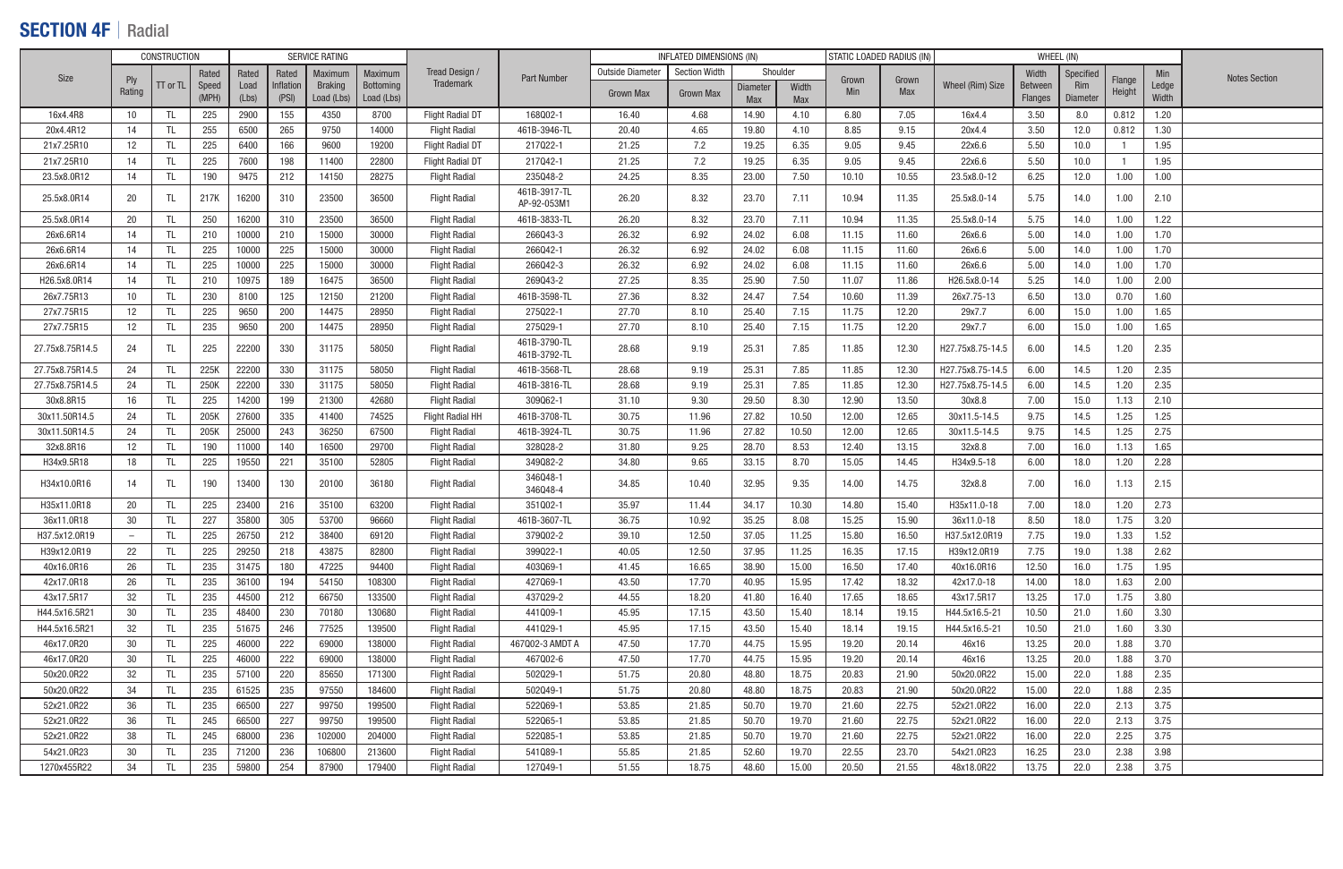# SECTION 4F | Radial

| Size | CONSTRUCTION | | | SERVICE RATING | | | | | Tread Design / Trademark | Part Number | INFLATED DIMENSIONS (IN) | | | | STATIC LOADED RADIUS (IN) | | WHEEL (IN) | | | | | Notes Section |
|---|---|---|---|---|---|---|---|---|---|---|---|---|---|---|---|---|---|---|---|---|---|---|
| | Ply Rating | TT or TL | Rated Speed (MPH) | Rated Load (Lbs) | Rated Inflation (PSI) | Maximum Braking Load (Lbs) | Maximum Bottoming Load (Lbs) | | | Outside Diameter Grown Max | Section Width Grown Max | Shoulder Diameter Max | Shoulder Width Max | Grown Min | Grown Max | Wheel (Rim) Size | Width Between Flanges | Specified Rim Diameter | Flange Height | Min Ledge Width | |
| 16x4.4R8 | 10 | TL | 225 | 2900 | 155 | 4350 | 8700 | Flight Radial DT | 168Q02-1 | 16.40 | 4.68 | 14.90 | 4.10 | 6.80 | 7.05 | 16x4.4 | 3.50 | 8.0 | 0.812 | 1.20 | |
| 20x4.4R12 | 14 | TL | 255 | 6500 | 265 | 9750 | 14000 | Flight Radial | 461B-3946-TL | 20.40 | 4.65 | 19.80 | 4.10 | 8.85 | 9.15 | 20x4.4 | 3.50 | 12.0 | 0.812 | 1.30 | |
| 21x7.25R10 | 12 | TL | 225 | 6400 | 166 | 9600 | 19200 | Flight Radial DT | 217Q22-1 | 21.25 | 7.2 | 19.25 | 6.35 | 9.05 | 9.45 | 22x6.6 | 5.50 | 10.0 | 1 | 1.95 | |
| 21x7.25R10 | 14 | TL | 225 | 7600 | 198 | 11400 | 22800 | Flight Radial DT | 217Q42-1 | 21.25 | 7.2 | 19.25 | 6.35 | 9.05 | 9.45 | 22x6.6 | 5.50 | 10.0 | 1 | 1.95 | |
| 23.5x8.0R12 | 14 | TL | 190 | 9475 | 212 | 14150 | 28275 | Flight Radial | 235Q48-2 | 24.25 | 8.35 | 23.00 | 7.50 | 10.10 | 10.55 | 23.5x8.0-12 | 6.25 | 12.0 | 1.00 | 1.00 | |
| 25.5x8.0R14 | 20 | TL | 217K | 16200 | 310 | 23500 | 36500 | Flight Radial | 461B-3917-TL AP-92-053M1 | 26.20 | 8.32 | 23.70 | 7.11 | 10.94 | 11.35 | 25.5x8.0-14 | 5.75 | 14.0 | 1.00 | 2.10 | |
| 25.5x8.0R14 | 20 | TL | 250 | 16200 | 310 | 23500 | 36500 | Flight Radial | 461B-3833-TL | 26.20 | 8.32 | 23.70 | 7.11 | 10.94 | 11.35 | 25.5x8.0-14 | 5.75 | 14.0 | 1.00 | 1.22 | |
| 26x6.6R14 | 14 | TL | 210 | 10000 | 210 | 15000 | 30000 | Flight Radial | 266Q43-3 | 26.32 | 6.92 | 24.02 | 6.08 | 11.15 | 11.60 | 26x6.6 | 5.00 | 14.0 | 1.00 | 1.70 | |
| 26x6.6R14 | 14 | TL | 225 | 10000 | 225 | 15000 | 30000 | Flight Radial | 266Q42-1 | 26.32 | 6.92 | 24.02 | 6.08 | 11.15 | 11.60 | 26x6.6 | 5.00 | 14.0 | 1.00 | 1.70 | |
| 26x6.6R14 | 14 | TL | 225 | 10000 | 225 | 15000 | 30000 | Flight Radial | 266Q42-3 | 26.32 | 6.92 | 24.02 | 6.08 | 11.15 | 11.60 | 26x6.6 | 5.00 | 14.0 | 1.00 | 1.70 | |
| H26.5x8.0R14 | 14 | TL | 210 | 10975 | 189 | 16475 | 36500 | Flight Radial | 269Q43-2 | 27.25 | 8.35 | 25.90 | 7.50 | 11.07 | 11.86 | H26.5x8.0-14 | 5.25 | 14.0 | 1.00 | 2.00 | |
| 26x7.75R13 | 10 | TL | 230 | 8100 | 125 | 12150 | 21200 | Flight Radial | 461B-3598-TL | 27.36 | 8.32 | 24.47 | 7.54 | 10.60 | 11.39 | 26x7.75-13 | 6.50 | 13.0 | 0.70 | 1.60 | |
| 27x7.75R15 | 12 | TL | 225 | 9650 | 200 | 14475 | 28950 | Flight Radial | 275Q22-1 | 27.70 | 8.10 | 25.40 | 7.15 | 11.75 | 12.20 | 29x7.7 | 6.00 | 15.0 | 1.00 | 1.65 | |
| 27x7.75R15 | 12 | TL | 235 | 9650 | 200 | 14475 | 28950 | Flight Radial | 275Q29-1 | 27.70 | 8.10 | 25.40 | 7.15 | 11.75 | 12.20 | 29x7.7 | 6.00 | 15.0 | 1.00 | 1.65 | |
| 27.75x8.75R14.5 | 24 | TL | 225 | 22200 | 330 | 31175 | 58050 | Flight Radial | 461B-3790-TL 461B-3792-TL | 28.68 | 9.19 | 25.31 | 7.85 | 11.85 | 12.30 | H27.75x8.75-14.5 | 6.00 | 14.5 | 1.20 | 2.35 | |
| 27.75x8.75R14.5 | 24 | TL | 225K | 22200 | 330 | 31175 | 58050 | Flight Radial | 461B-3568-TL | 28.68 | 9.19 | 25.31 | 7.85 | 11.85 | 12.30 | H27.75x8.75-14.5 | 6.00 | 14.5 | 1.20 | 2.35 | |
| 27.75x8.75R14.5 | 24 | TL | 250K | 22200 | 330 | 31175 | 58050 | Flight Radial | 461B-3816-TL | 28.68 | 9.19 | 25.31 | 7.85 | 11.85 | 12.30 | H27.75x8.75-14.5 | 6.00 | 14.5 | 1.20 | 2.35 | |
| 30x8.8R15 | 16 | TL | 225 | 14200 | 199 | 21300 | 42680 | Flight Radial | 309Q62-1 | 31.10 | 9.30 | 29.50 | 8.30 | 12.90 | 13.50 | 30x8.8 | 7.00 | 15.0 | 1.13 | 2.10 | |
| 30x11.50R14.5 | 24 | TL | 205K | 27600 | 335 | 41400 | 74525 | Flight Radial HH | 461B-3708-TL | 30.75 | 11.96 | 27.82 | 10.50 | 12.00 | 12.65 | 30x11.5-14.5 | 9.75 | 14.5 | 1.25 | 1.25 | |
| 30x11.50R14.5 | 24 | TL | 205K | 25000 | 243 | 36250 | 67500 | Flight Radial | 461B-3924-TL | 30.75 | 11.96 | 27.82 | 10.50 | 12.00 | 12.65 | 30x11.5-14.5 | 9.75 | 14.5 | 1.25 | 2.75 | |
| 32x8.8R16 | 12 | TL | 190 | 11000 | 140 | 16500 | 29700 | Flight Radial | 328Q28-2 | 31.80 | 9.25 | 28.70 | 8.53 | 12.40 | 13.15 | 32x8.8 | 7.00 | 16.0 | 1.13 | 1.65 | |
| H34x9.5R18 | 18 | TL | 225 | 19550 | 221 | 35100 | 52805 | Flight Radial | 349Q82-2 | 34.80 | 9.65 | 33.15 | 8.70 | 15.05 | 14.45 | H34x9.5-18 | 6.00 | 18.0 | 1.20 | 2.28 | |
| H34x10.0R16 | 14 | TL | 190 | 13400 | 130 | 20100 | 36180 | Flight Radial | 346Q48-1 346Q48-4 | 34.85 | 10.40 | 32.95 | 9.35 | 14.00 | 14.75 | 32x8.8 | 7.00 | 16.0 | 1.13 | 2.15 | |
| H35x11.0R18 | 20 | TL | 225 | 23400 | 216 | 35100 | 63200 | Flight Radial | 351Q02-1 | 35.97 | 11.44 | 34.17 | 10.30 | 14.80 | 15.40 | H35x11.0-18 | 7.00 | 18.0 | 1.20 | 2.73 | |
| 36x11.0R18 | 30 | TL | 227 | 35800 | 305 | 53700 | 96660 | Flight Radial | 461B-3607-TL | 36.75 | 10.92 | 35.25 | 8.08 | 15.25 | 15.90 | 36x11.0-18 | 8.50 | 18.0 | 1.75 | 3.20 | |
| H37.5x12.0R19 | – | TL | 225 | 26750 | 212 | 38400 | 69120 | Flight Radial | 379Q02-2 | 39.10 | 12.50 | 37.05 | 11.25 | 15.80 | 16.50 | H37.5x12.0R19 | 7.75 | 19.0 | 1.33 | 1.52 | |
| H39x12.0R19 | 22 | TL | 225 | 29250 | 218 | 43875 | 82800 | Flight Radial | 399Q22-1 | 40.05 | 12.50 | 37.95 | 11.25 | 16.35 | 17.15 | H39x12.0R19 | 7.75 | 19.0 | 1.38 | 2.62 | |
| 40x16.0R16 | 26 | TL | 235 | 31475 | 180 | 47225 | 94400 | Flight Radial | 403Q69-1 | 41.45 | 16.65 | 38.90 | 15.00 | 16.50 | 17.40 | 40x16.0R16 | 12.50 | 16.0 | 1.75 | 1.95 | |
| 42x17.0R18 | 26 | TL | 235 | 36100 | 194 | 54150 | 108300 | Flight Radial | 427Q69-1 | 43.50 | 17.70 | 40.95 | 15.95 | 17.42 | 18.32 | 42x17.0-18 | 14.00 | 18.0 | 1.63 | 2.00 | |
| 43x17.5R17 | 32 | TL | 235 | 44500 | 212 | 66750 | 133500 | Flight Radial | 437Q29-2 | 44.55 | 18.20 | 41.80 | 16.40 | 17.65 | 18.65 | 43x17.5R17 | 13.25 | 17.0 | 1.75 | 3.80 | |
| H44.5x16.5R21 | 30 | TL | 235 | 48400 | 230 | 70180 | 130680 | Flight Radial | 441Q09-1 | 45.95 | 17.15 | 43.50 | 15.40 | 18.14 | 19.15 | H44.5x16.5-21 | 10.50 | 21.0 | 1.60 | 3.30 | |
| H44.5x16.5R21 | 32 | TL | 235 | 51675 | 246 | 77525 | 139500 | Flight Radial | 441Q29-1 | 45.95 | 17.15 | 43.50 | 15.40 | 18.14 | 19.15 | H44.5x16.5-21 | 10.50 | 21.0 | 1.60 | 3.30 | |
| 46x17.0R20 | 30 | TL | 225 | 46000 | 222 | 69000 | 138000 | Flight Radial | 467Q02-3 AMDT A | 47.50 | 17.70 | 44.75 | 15.95 | 19.20 | 20.14 | 46x16 | 13.25 | 20.0 | 1.88 | 3.70 | |
| 46x17.0R20 | 30 | TL | 225 | 46000 | 222 | 69000 | 138000 | Flight Radial | 467Q02-6 | 47.50 | 17.70 | 44.75 | 15.95 | 19.20 | 20.14 | 46x16 | 13.25 | 20.0 | 1.88 | 3.70 | |
| 50x20.0R22 | 32 | TL | 235 | 57100 | 220 | 85650 | 171300 | Flight Radial | 502Q29-1 | 51.75 | 20.80 | 48.80 | 18.75 | 20.83 | 21.90 | 50x20.0R22 | 15.00 | 22.0 | 1.88 | 2.35 | |
| 50x20.0R22 | 34 | TL | 235 | 61525 | 235 | 97550 | 184600 | Flight Radial | 502Q49-1 | 51.75 | 20.80 | 48.80 | 18.75 | 20.83 | 21.90 | 50x20.0R22 | 15.00 | 22.0 | 1.88 | 2.35 | |
| 52x21.0R22 | 36 | TL | 235 | 66500 | 227 | 99750 | 199500 | Flight Radial | 522Q69-1 | 53.85 | 21.85 | 50.70 | 19.70 | 21.60 | 22.75 | 52x21.0R22 | 16.00 | 22.0 | 2.13 | 3.75 | |
| 52x21.0R22 | 36 | TL | 245 | 66500 | 227 | 99750 | 199500 | Flight Radial | 522Q65-1 | 53.85 | 21.85 | 50.70 | 19.70 | 21.60 | 22.75 | 52x21.0R22 | 16.00 | 22.0 | 2.13 | 3.75 | |
| 52x21.0R22 | 38 | TL | 245 | 68000 | 236 | 102000 | 204000 | Flight Radial | 522Q85-1 | 53.85 | 21.85 | 50.70 | 19.70 | 21.60 | 22.75 | 52x21.0R22 | 16.00 | 22.0 | 2.25 | 3.75 | |
| 54x21.0R23 | 30 | TL | 235 | 71200 | 236 | 106800 | 213600 | Flight Radial | 541Q89-1 | 55.85 | 21.85 | 52.60 | 19.70 | 22.55 | 23.70 | 54x21.0R23 | 16.25 | 23.0 | 2.38 | 3.98 | |
| 1270x455R22 | 34 | TL | 235 | 59800 | 254 | 87900 | 179400 | Flight Radial | 127Q49-1 | 51.55 | 18.75 | 48.60 | 15.00 | 20.50 | 21.55 | 48x18.0R22 | 13.75 | 22.0 | 2.38 | 3.75 | |